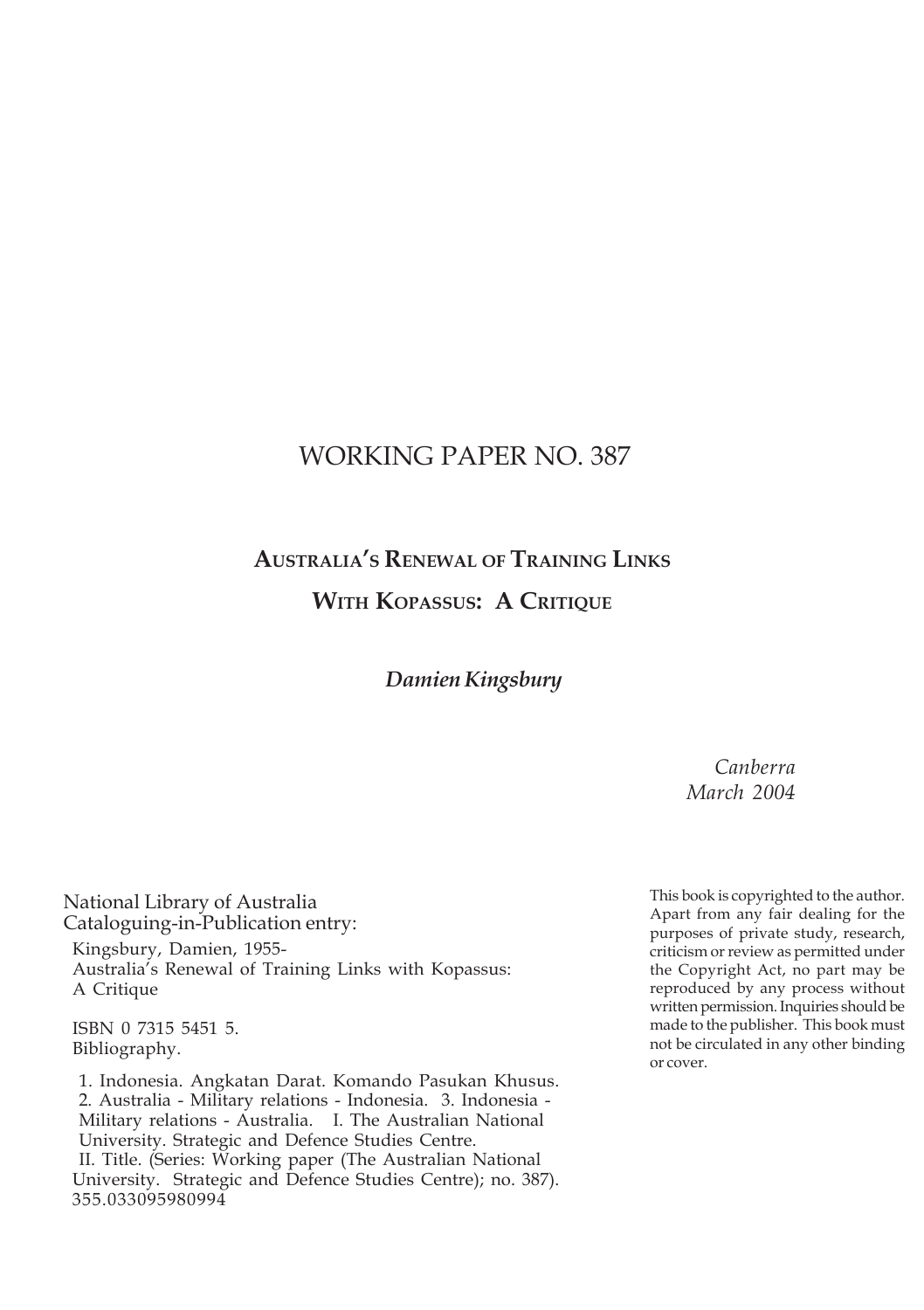# WORKING PAPER NO. 387

## Australia's Renewal of Training Links With Kopassus: A Critique

***Damien Kingsbury***

*Canberra*
*March 2004*

National Library of Australia
Cataloguing-in-Publication entry:

Kingsbury, Damien, 1955-
Australia's Renewal of Training Links with Kopassus: A Critique

ISBN 0 7315 5451 5.
Bibliography.

1. Indonesia. Angkatan Darat. Komando Pasukan Khusus. 2. Australia - Military relations - Indonesia. 3. Indonesia - Military relations - Australia. I. The Australian National University. Strategic and Defence Studies Centre. II. Title. (Series: Working paper (The Australian National University. Strategic and Defence Studies Centre); no. 387).
355.033095980994

This book is copyrighted to the author. Apart from any fair dealing for the purposes of private study, research, criticism or review as permitted under the Copyright Act, no part may be reproduced by any process without written permission. Inquiries should be made to the publisher. This book must not be circulated in any other binding or cover.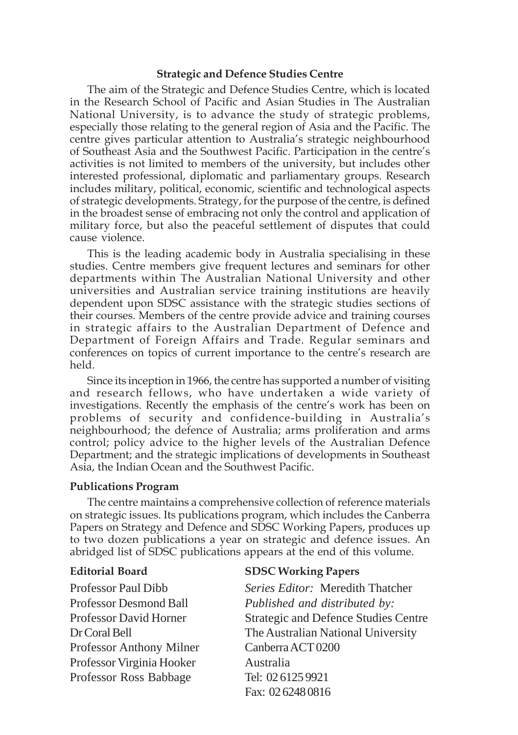## Strategic and Defence Studies Centre

The aim of the Strategic and Defence Studies Centre, which is located in the Research School of Pacific and Asian Studies in The Australian National University, is to advance the study of strategic problems, especially those relating to the general region of Asia and the Pacific. The centre gives particular attention to Australia's strategic neighbourhood of Southeast Asia and the Southwest Pacific. Participation in the centre's activities is not limited to members of the university, but includes other interested professional, diplomatic and parliamentary groups. Research includes military, political, economic, scientific and technological aspects of strategic developments. Strategy, for the purpose of the centre, is defined in the broadest sense of embracing not only the control and application of military force, but also the peaceful settlement of disputes that could cause violence.

This is the leading academic body in Australia specialising in these studies. Centre members give frequent lectures and seminars for other departments within The Australian National University and other universities and Australian service training institutions are heavily dependent upon SDSC assistance with the strategic studies sections of their courses. Members of the centre provide advice and training courses in strategic affairs to the Australian Department of Defence and Department of Foreign Affairs and Trade. Regular seminars and conferences on topics of current importance to the centre's research are held.

Since its inception in 1966, the centre has supported a number of visiting and research fellows, who have undertaken a wide variety of investigations. Recently the emphasis of the centre's work has been on problems of security and confidence-building in Australia's neighbourhood; the defence of Australia; arms proliferation and arms control; policy advice to the higher levels of the Australian Defence Department; and the strategic implications of developments in Southeast Asia, the Indian Ocean and the Southwest Pacific.

### Publications Program

The centre maintains a comprehensive collection of reference materials on strategic issues. Its publications program, which includes the Canberra Papers on Strategy and Defence and SDSC Working Papers, produces up to two dozen publications a year on strategic and defence issues. An abridged list of SDSC publications appears at the end of this volume.

### Editorial Board

Professor Paul Dibb
Professor Desmond Ball
Professor David Horner
Dr Coral Bell
Professor Anthony Milner
Professor Virginia Hooker
Professor Ross Babbage

### SDSC Working Papers

*Series Editor:* Meredith Thatcher
*Published and distributed by:*
Strategic and Defence Studies Centre
The Australian National University
Canberra ACT 0200
Australia
Tel: 02 6125 9921
Fax: 02 6248 0816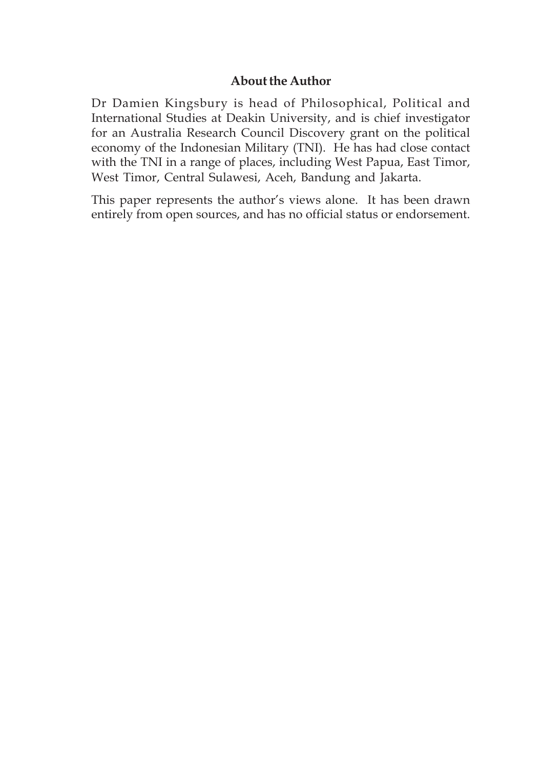## About the Author

Dr Damien Kingsbury is head of Philosophical, Political and International Studies at Deakin University, and is chief investigator for an Australia Research Council Discovery grant on the political economy of the Indonesian Military (TNI). He has had close contact with the TNI in a range of places, including West Papua, East Timor, West Timor, Central Sulawesi, Aceh, Bandung and Jakarta.

This paper represents the author's views alone. It has been drawn entirely from open sources, and has no official status or endorsement.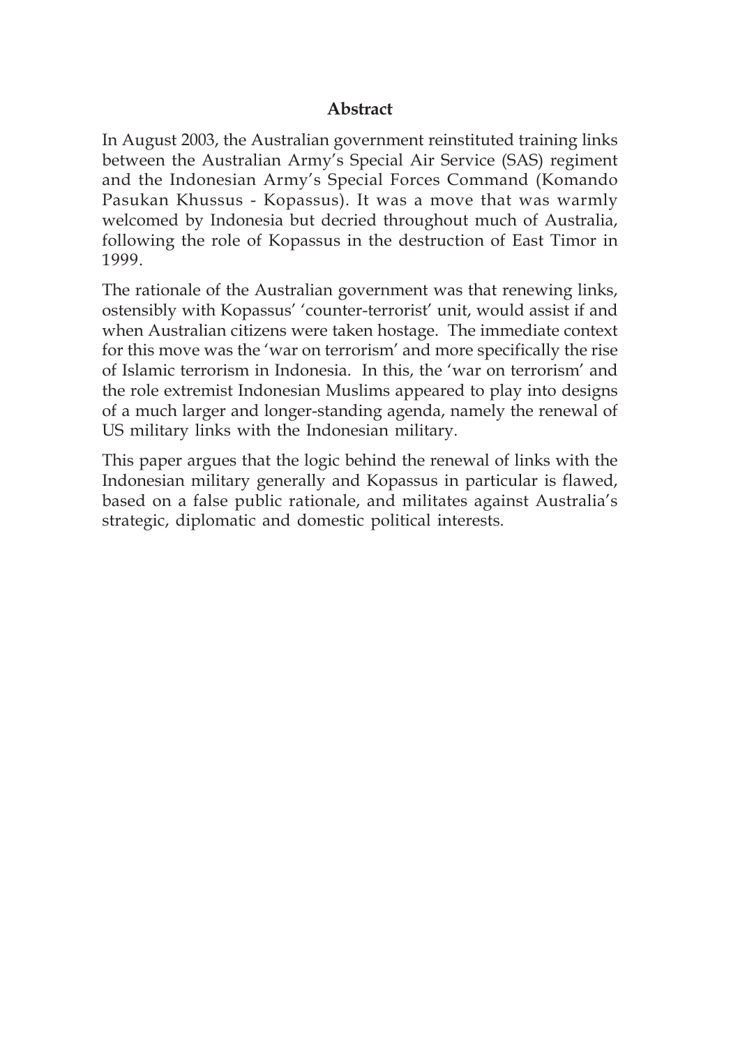## Abstract

In August 2003, the Australian government reinstituted training links between the Australian Army's Special Air Service (SAS) regiment and the Indonesian Army's Special Forces Command (Komando Pasukan Khussus - Kopassus). It was a move that was warmly welcomed by Indonesia but decried throughout much of Australia, following the role of Kopassus in the destruction of East Timor in 1999.

The rationale of the Australian government was that renewing links, ostensibly with Kopassus' 'counter-terrorist' unit, would assist if and when Australian citizens were taken hostage. The immediate context for this move was the 'war on terrorism' and more specifically the rise of Islamic terrorism in Indonesia. In this, the 'war on terrorism' and the role extremist Indonesian Muslims appeared to play into designs of a much larger and longer-standing agenda, namely the renewal of US military links with the Indonesian military.

This paper argues that the logic behind the renewal of links with the Indonesian military generally and Kopassus in particular is flawed, based on a false public rationale, and militates against Australia's strategic, diplomatic and domestic political interests.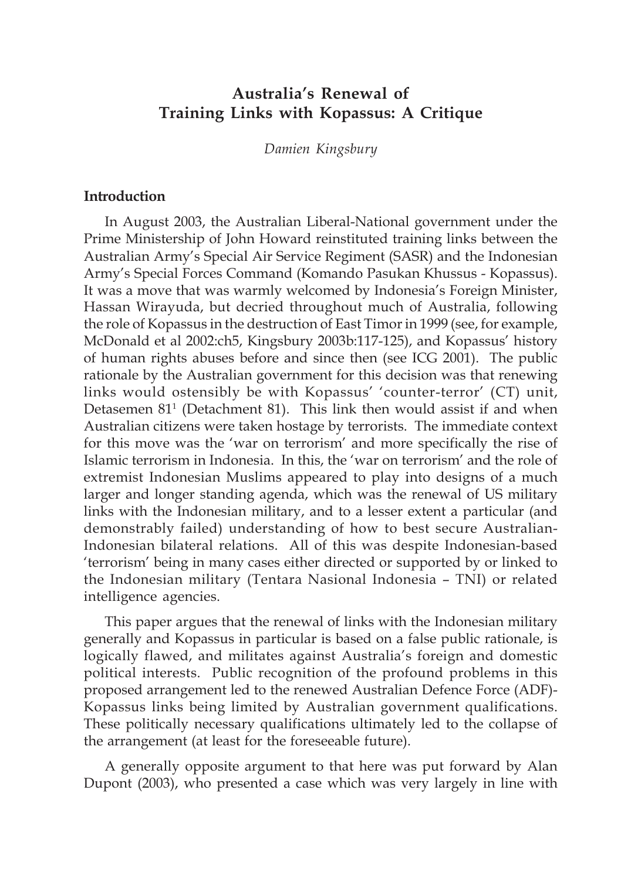# Australia's Renewal of Training Links with Kopassus: A Critique

*Damien Kingsbury*

## Introduction

In August 2003, the Australian Liberal-National government under the Prime Ministership of John Howard reinstituted training links between the Australian Army's Special Air Service Regiment (SASR) and the Indonesian Army's Special Forces Command (Komando Pasukan Khussus - Kopassus). It was a move that was warmly welcomed by Indonesia's Foreign Minister, Hassan Wirayuda, but decried throughout much of Australia, following the role of Kopassus in the destruction of East Timor in 1999 (see, for example, McDonald et al 2002:ch5, Kingsbury 2003b:117-125), and Kopassus' history of human rights abuses before and since then (see ICG 2001). The public rationale by the Australian government for this decision was that renewing links would ostensibly be with Kopassus' 'counter-terror' (CT) unit, Detasemen 81[1] (Detachment 81). This link then would assist if and when Australian citizens were taken hostage by terrorists. The immediate context for this move was the 'war on terrorism' and more specifically the rise of Islamic terrorism in Indonesia. In this, the 'war on terrorism' and the role of extremist Indonesian Muslims appeared to play into designs of a much larger and longer standing agenda, which was the renewal of US military links with the Indonesian military, and to a lesser extent a particular (and demonstrably failed) understanding of how to best secure Australian-Indonesian bilateral relations. All of this was despite Indonesian-based 'terrorism' being in many cases either directed or supported by or linked to the Indonesian military (Tentara Nasional Indonesia – TNI) or related intelligence agencies.

This paper argues that the renewal of links with the Indonesian military generally and Kopassus in particular is based on a false public rationale, is logically flawed, and militates against Australia's foreign and domestic political interests. Public recognition of the profound problems in this proposed arrangement led to the renewed Australian Defence Force (ADF)-Kopassus links being limited by Australian government qualifications. These politically necessary qualifications ultimately led to the collapse of the arrangement (at least for the foreseeable future).

A generally opposite argument to that here was put forward by Alan Dupont (2003), who presented a case which was very largely in line with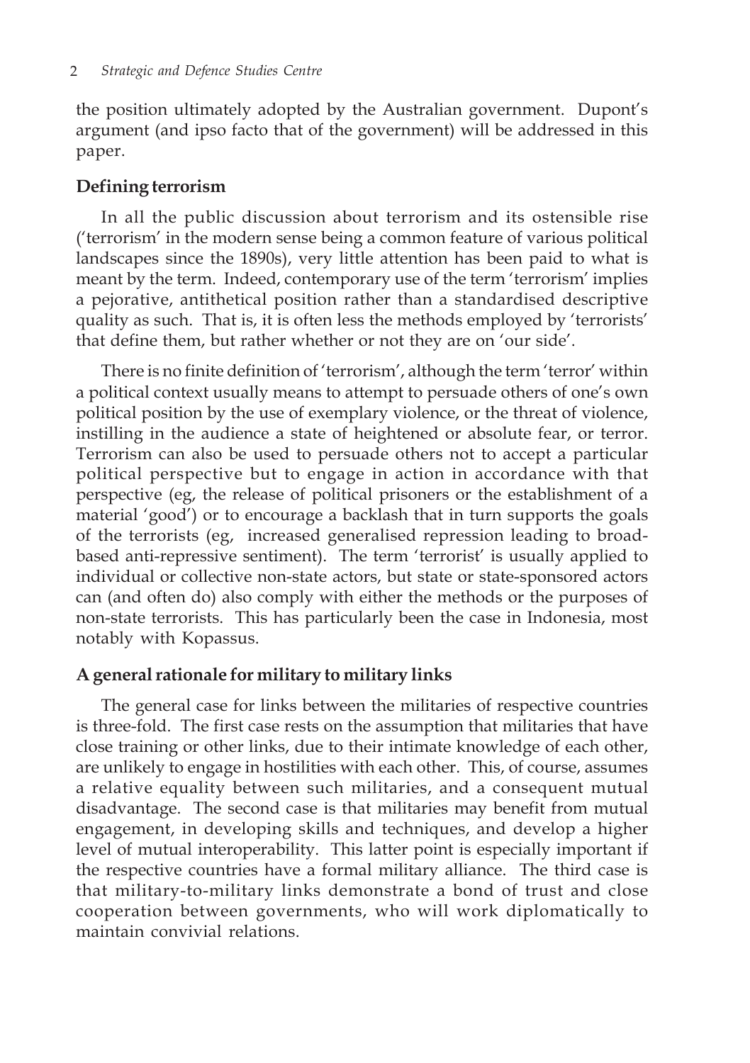the position ultimately adopted by the Australian government. Dupont's argument (and ipso facto that of the government) will be addressed in this paper.

## Defining terrorism

In all the public discussion about terrorism and its ostensible rise ('terrorism' in the modern sense being a common feature of various political landscapes since the 1890s), very little attention has been paid to what is meant by the term. Indeed, contemporary use of the term 'terrorism' implies a pejorative, antithetical position rather than a standardised descriptive quality as such. That is, it is often less the methods employed by 'terrorists' that define them, but rather whether or not they are on 'our side'.

There is no finite definition of 'terrorism', although the term 'terror' within a political context usually means to attempt to persuade others of one's own political position by the use of exemplary violence, or the threat of violence, instilling in the audience a state of heightened or absolute fear, or terror. Terrorism can also be used to persuade others not to accept a particular political perspective but to engage in action in accordance with that perspective (eg, the release of political prisoners or the establishment of a material 'good') or to encourage a backlash that in turn supports the goals of the terrorists (eg, increased generalised repression leading to broad-based anti-repressive sentiment). The term 'terrorist' is usually applied to individual or collective non-state actors, but state or state-sponsored actors can (and often do) also comply with either the methods or the purposes of non-state terrorists. This has particularly been the case in Indonesia, most notably with Kopassus.

## A general rationale for military to military links

The general case for links between the militaries of respective countries is three-fold. The first case rests on the assumption that militaries that have close training or other links, due to their intimate knowledge of each other, are unlikely to engage in hostilities with each other. This, of course, assumes a relative equality between such militaries, and a consequent mutual disadvantage. The second case is that militaries may benefit from mutual engagement, in developing skills and techniques, and develop a higher level of mutual interoperability. This latter point is especially important if the respective countries have a formal military alliance. The third case is that military-to-military links demonstrate a bond of trust and close cooperation between governments, who will work diplomatically to maintain convivial relations.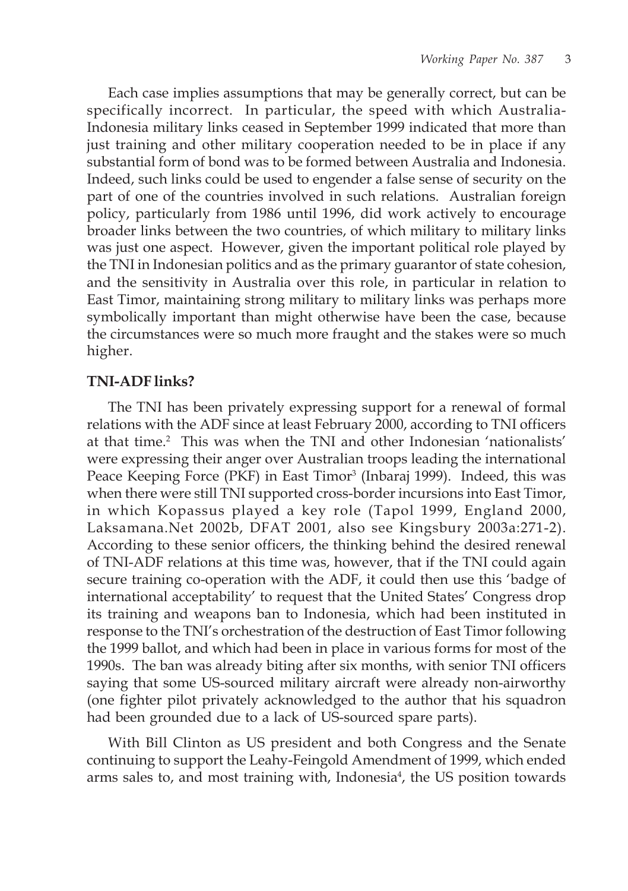Each case implies assumptions that may be generally correct, but can be specifically incorrect. In particular, the speed with which Australia-Indonesia military links ceased in September 1999 indicated that more than just training and other military cooperation needed to be in place if any substantial form of bond was to be formed between Australia and Indonesia. Indeed, such links could be used to engender a false sense of security on the part of one of the countries involved in such relations. Australian foreign policy, particularly from 1986 until 1996, did work actively to encourage broader links between the two countries, of which military to military links was just one aspect. However, given the important political role played by the TNI in Indonesian politics and as the primary guarantor of state cohesion, and the sensitivity in Australia over this role, in particular in relation to East Timor, maintaining strong military to military links was perhaps more symbolically important than might otherwise have been the case, because the circumstances were so much more fraught and the stakes were so much higher.

### TNI-ADF links?

The TNI has been privately expressing support for a renewal of formal relations with the ADF since at least February 2000, according to TNI officers at that time.[2] This was when the TNI and other Indonesian 'nationalists' were expressing their anger over Australian troops leading the international Peace Keeping Force (PKF) in East Timor[3] (Inbaraj 1999). Indeed, this was when there were still TNI supported cross-border incursions into East Timor, in which Kopassus played a key role (Tapol 1999, England 2000, Laksamana.Net 2002b, DFAT 2001, also see Kingsbury 2003a:271-2). According to these senior officers, the thinking behind the desired renewal of TNI-ADF relations at this time was, however, that if the TNI could again secure training co-operation with the ADF, it could then use this 'badge of international acceptability' to request that the United States' Congress drop its training and weapons ban to Indonesia, which had been instituted in response to the TNI's orchestration of the destruction of East Timor following the 1999 ballot, and which had been in place in various forms for most of the 1990s. The ban was already biting after six months, with senior TNI officers saying that some US-sourced military aircraft were already non-airworthy (one fighter pilot privately acknowledged to the author that his squadron had been grounded due to a lack of US-sourced spare parts).

With Bill Clinton as US president and both Congress and the Senate continuing to support the Leahy-Feingold Amendment of 1999, which ended arms sales to, and most training with, Indonesia[4], the US position towards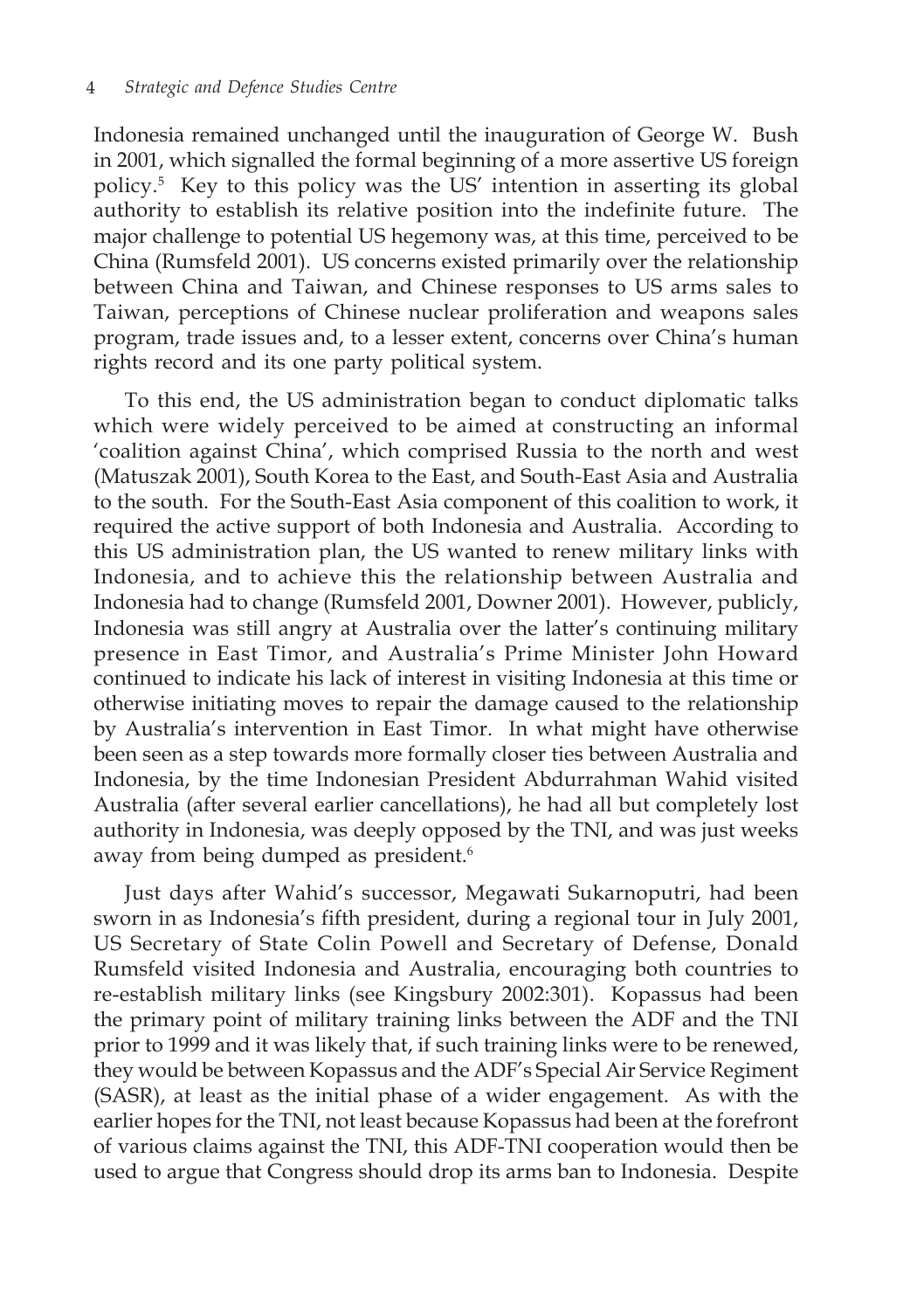Indonesia remained unchanged until the inauguration of George W. Bush in 2001, which signalled the formal beginning of a more assertive US foreign policy.[5] Key to this policy was the US' intention in asserting its global authority to establish its relative position into the indefinite future. The major challenge to potential US hegemony was, at this time, perceived to be China (Rumsfeld 2001). US concerns existed primarily over the relationship between China and Taiwan, and Chinese responses to US arms sales to Taiwan, perceptions of Chinese nuclear proliferation and weapons sales program, trade issues and, to a lesser extent, concerns over China's human rights record and its one party political system.

To this end, the US administration began to conduct diplomatic talks which were widely perceived to be aimed at constructing an informal 'coalition against China', which comprised Russia to the north and west (Matuszak 2001), South Korea to the East, and South-East Asia and Australia to the south. For the South-East Asia component of this coalition to work, it required the active support of both Indonesia and Australia. According to this US administration plan, the US wanted to renew military links with Indonesia, and to achieve this the relationship between Australia and Indonesia had to change (Rumsfeld 2001, Downer 2001). However, publicly, Indonesia was still angry at Australia over the latter's continuing military presence in East Timor, and Australia's Prime Minister John Howard continued to indicate his lack of interest in visiting Indonesia at this time or otherwise initiating moves to repair the damage caused to the relationship by Australia's intervention in East Timor. In what might have otherwise been seen as a step towards more formally closer ties between Australia and Indonesia, by the time Indonesian President Abdurrahman Wahid visited Australia (after several earlier cancellations), he had all but completely lost authority in Indonesia, was deeply opposed by the TNI, and was just weeks away from being dumped as president.[6]

Just days after Wahid's successor, Megawati Sukarnoputri, had been sworn in as Indonesia's fifth president, during a regional tour in July 2001, US Secretary of State Colin Powell and Secretary of Defense, Donald Rumsfeld visited Indonesia and Australia, encouraging both countries to re-establish military links (see Kingsbury 2002:301). Kopassus had been the primary point of military training links between the ADF and the TNI prior to 1999 and it was likely that, if such training links were to be renewed, they would be between Kopassus and the ADF's Special Air Service Regiment (SASR), at least as the initial phase of a wider engagement. As with the earlier hopes for the TNI, not least because Kopassus had been at the forefront of various claims against the TNI, this ADF-TNI cooperation would then be used to argue that Congress should drop its arms ban to Indonesia. Despite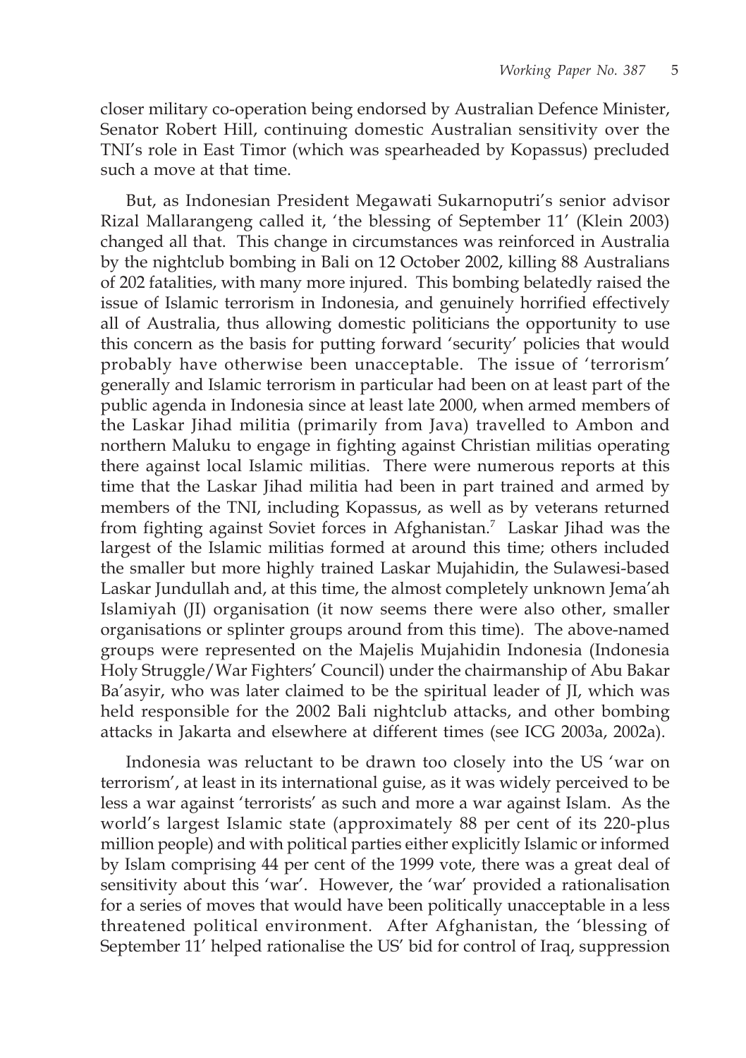closer military co-operation being endorsed by Australian Defence Minister, Senator Robert Hill, continuing domestic Australian sensitivity over the TNI's role in East Timor (which was spearheaded by Kopassus) precluded such a move at that time.

But, as Indonesian President Megawati Sukarnoputri's senior advisor Rizal Mallarangeng called it, 'the blessing of September 11' (Klein 2003) changed all that. This change in circumstances was reinforced in Australia by the nightclub bombing in Bali on 12 October 2002, killing 88 Australians of 202 fatalities, with many more injured. This bombing belatedly raised the issue of Islamic terrorism in Indonesia, and genuinely horrified effectively all of Australia, thus allowing domestic politicians the opportunity to use this concern as the basis for putting forward 'security' policies that would probably have otherwise been unacceptable. The issue of 'terrorism' generally and Islamic terrorism in particular had been on at least part of the public agenda in Indonesia since at least late 2000, when armed members of the Laskar Jihad militia (primarily from Java) travelled to Ambon and northern Maluku to engage in fighting against Christian militias operating there against local Islamic militias. There were numerous reports at this time that the Laskar Jihad militia had been in part trained and armed by members of the TNI, including Kopassus, as well as by veterans returned from fighting against Soviet forces in Afghanistan.[7] Laskar Jihad was the largest of the Islamic militias formed at around this time; others included the smaller but more highly trained Laskar Mujahidin, the Sulawesi-based Laskar Jundullah and, at this time, the almost completely unknown Jema'ah Islamiyah (JI) organisation (it now seems there were also other, smaller organisations or splinter groups around from this time). The above-named groups were represented on the Majelis Mujahidin Indonesia (Indonesia Holy Struggle/War Fighters' Council) under the chairmanship of Abu Bakar Ba'asyir, who was later claimed to be the spiritual leader of JI, which was held responsible for the 2002 Bali nightclub attacks, and other bombing attacks in Jakarta and elsewhere at different times (see ICG 2003a, 2002a).

Indonesia was reluctant to be drawn too closely into the US 'war on terrorism', at least in its international guise, as it was widely perceived to be less a war against 'terrorists' as such and more a war against Islam. As the world's largest Islamic state (approximately 88 per cent of its 220-plus million people) and with political parties either explicitly Islamic or informed by Islam comprising 44 per cent of the 1999 vote, there was a great deal of sensitivity about this 'war'. However, the 'war' provided a rationalisation for a series of moves that would have been politically unacceptable in a less threatened political environment. After Afghanistan, the 'blessing of September 11' helped rationalise the US' bid for control of Iraq, suppression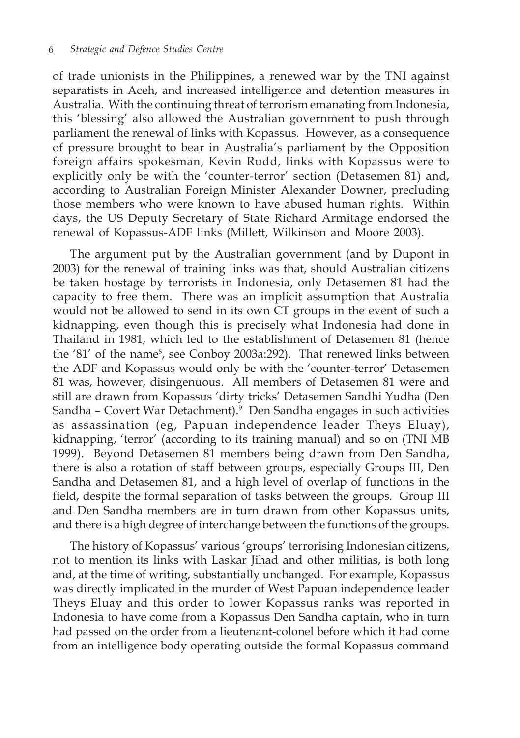of trade unionists in the Philippines, a renewed war by the TNI against separatists in Aceh, and increased intelligence and detention measures in Australia. With the continuing threat of terrorism emanating from Indonesia, this 'blessing' also allowed the Australian government to push through parliament the renewal of links with Kopassus. However, as a consequence of pressure brought to bear in Australia's parliament by the Opposition foreign affairs spokesman, Kevin Rudd, links with Kopassus were to explicitly only be with the 'counter-terror' section (Detasemen 81) and, according to Australian Foreign Minister Alexander Downer, precluding those members who were known to have abused human rights. Within days, the US Deputy Secretary of State Richard Armitage endorsed the renewal of Kopassus-ADF links (Millett, Wilkinson and Moore 2003).

The argument put by the Australian government (and by Dupont in 2003) for the renewal of training links was that, should Australian citizens be taken hostage by terrorists in Indonesia, only Detasemen 81 had the capacity to free them. There was an implicit assumption that Australia would not be allowed to send in its own CT groups in the event of such a kidnapping, even though this is precisely what Indonesia had done in Thailand in 1981, which led to the establishment of Detasemen 81 (hence the '81' of the name[8], see Conboy 2003a:292). That renewed links between the ADF and Kopassus would only be with the 'counter-terror' Detasemen 81 was, however, disingenuous. All members of Detasemen 81 were and still are drawn from Kopassus 'dirty tricks' Detasemen Sandhi Yudha (Den Sandha – Covert War Detachment).[9] Den Sandha engages in such activities as assassination (eg, Papuan independence leader Theys Eluay), kidnapping, 'terror' (according to its training manual) and so on (TNI MB 1999). Beyond Detasemen 81 members being drawn from Den Sandha, there is also a rotation of staff between groups, especially Groups III, Den Sandha and Detasemen 81, and a high level of overlap of functions in the field, despite the formal separation of tasks between the groups. Group III and Den Sandha members are in turn drawn from other Kopassus units, and there is a high degree of interchange between the functions of the groups.

The history of Kopassus' various 'groups' terrorising Indonesian citizens, not to mention its links with Laskar Jihad and other militias, is both long and, at the time of writing, substantially unchanged. For example, Kopassus was directly implicated in the murder of West Papuan independence leader Theys Eluay and this order to lower Kopassus ranks was reported in Indonesia to have come from a Kopassus Den Sandha captain, who in turn had passed on the order from a lieutenant-colonel before which it had come from an intelligence body operating outside the formal Kopassus command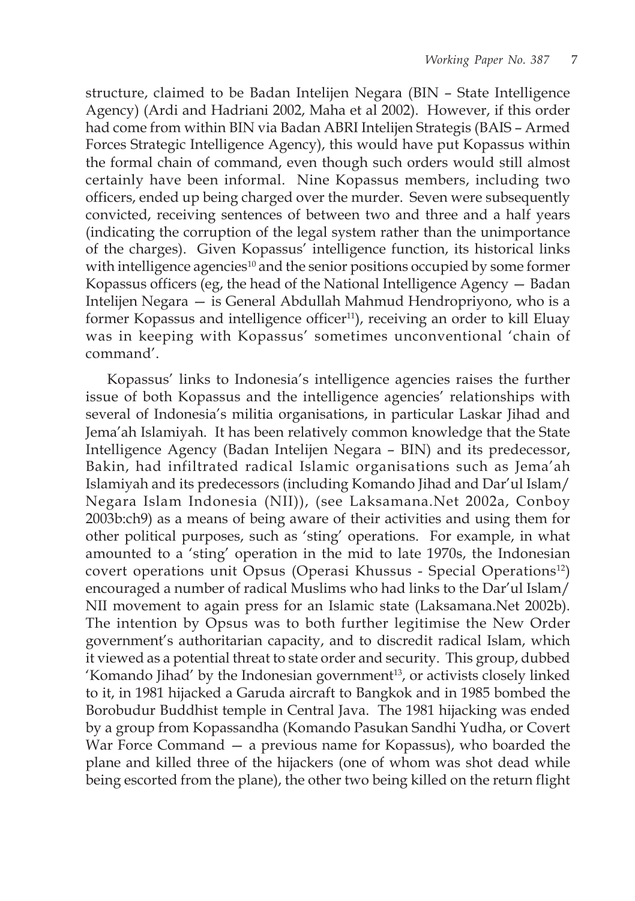structure, claimed to be Badan Intelijen Negara (BIN – State Intelligence Agency) (Ardi and Hadriani 2002, Maha et al 2002). However, if this order had come from within BIN via Badan ABRI Intelijen Strategis (BAIS – Armed Forces Strategic Intelligence Agency), this would have put Kopassus within the formal chain of command, even though such orders would still almost certainly have been informal. Nine Kopassus members, including two officers, ended up being charged over the murder. Seven were subsequently convicted, receiving sentences of between two and three and a half years (indicating the corruption of the legal system rather than the unimportance of the charges). Given Kopassus' intelligence function, its historical links with intelligence agencies[10] and the senior positions occupied by some former Kopassus officers (eg, the head of the National Intelligence Agency — Badan Intelijen Negara — is General Abdullah Mahmud Hendropriyono, who is a former Kopassus and intelligence officer[11]), receiving an order to kill Eluay was in keeping with Kopassus' sometimes unconventional 'chain of command'.

Kopassus' links to Indonesia's intelligence agencies raises the further issue of both Kopassus and the intelligence agencies' relationships with several of Indonesia's militia organisations, in particular Laskar Jihad and Jema'ah Islamiyah. It has been relatively common knowledge that the State Intelligence Agency (Badan Intelijen Negara – BIN) and its predecessor, Bakin, had infiltrated radical Islamic organisations such as Jema'ah Islamiyah and its predecessors (including Komando Jihad and Dar'ul Islam/ Negara Islam Indonesia (NII)), (see Laksamana.Net 2002a, Conboy 2003b:ch9) as a means of being aware of their activities and using them for other political purposes, such as 'sting' operations. For example, in what amounted to a 'sting' operation in the mid to late 1970s, the Indonesian covert operations unit Opsus (Operasi Khussus - Special Operations[12]) encouraged a number of radical Muslims who had links to the Dar'ul Islam/ NII movement to again press for an Islamic state (Laksamana.Net 2002b). The intention by Opsus was to both further legitimise the New Order government's authoritarian capacity, and to discredit radical Islam, which it viewed as a potential threat to state order and security. This group, dubbed 'Komando Jihad' by the Indonesian government[13], or activists closely linked to it, in 1981 hijacked a Garuda aircraft to Bangkok and in 1985 bombed the Borobudur Buddhist temple in Central Java. The 1981 hijacking was ended by a group from Kopassandha (Komando Pasukan Sandhi Yudha, or Covert War Force Command — a previous name for Kopassus), who boarded the plane and killed three of the hijackers (one of whom was shot dead while being escorted from the plane), the other two being killed on the return flight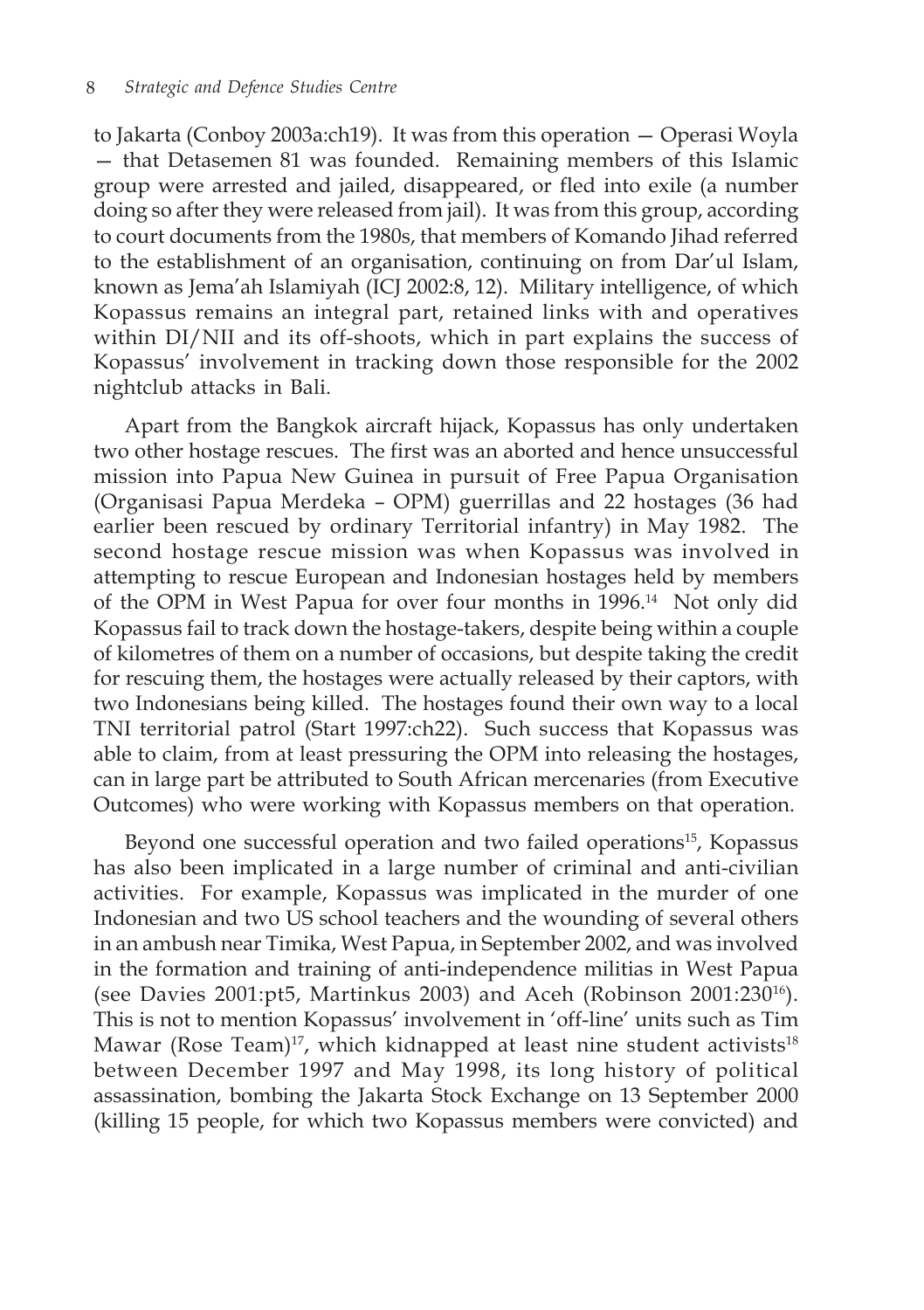to Jakarta (Conboy 2003a:ch19). It was from this operation — Operasi Woyla — that Detasemen 81 was founded. Remaining members of this Islamic group were arrested and jailed, disappeared, or fled into exile (a number doing so after they were released from jail). It was from this group, according to court documents from the 1980s, that members of Komando Jihad referred to the establishment of an organisation, continuing on from Dar'ul Islam, known as Jema'ah Islamiyah (ICJ 2002:8, 12). Military intelligence, of which Kopassus remains an integral part, retained links with and operatives within DI/NII and its off-shoots, which in part explains the success of Kopassus' involvement in tracking down those responsible for the 2002 nightclub attacks in Bali.

Apart from the Bangkok aircraft hijack, Kopassus has only undertaken two other hostage rescues. The first was an aborted and hence unsuccessful mission into Papua New Guinea in pursuit of Free Papua Organisation (Organisasi Papua Merdeka – OPM) guerrillas and 22 hostages (36 had earlier been rescued by ordinary Territorial infantry) in May 1982. The second hostage rescue mission was when Kopassus was involved in attempting to rescue European and Indonesian hostages held by members of the OPM in West Papua for over four months in 1996.[14] Not only did Kopassus fail to track down the hostage-takers, despite being within a couple of kilometres of them on a number of occasions, but despite taking the credit for rescuing them, the hostages were actually released by their captors, with two Indonesians being killed. The hostages found their own way to a local TNI territorial patrol (Start 1997:ch22). Such success that Kopassus was able to claim, from at least pressuring the OPM into releasing the hostages, can in large part be attributed to South African mercenaries (from Executive Outcomes) who were working with Kopassus members on that operation.

Beyond one successful operation and two failed operations[15], Kopassus has also been implicated in a large number of criminal and anti-civilian activities. For example, Kopassus was implicated in the murder of one Indonesian and two US school teachers and the wounding of several others in an ambush near Timika, West Papua, in September 2002, and was involved in the formation and training of anti-independence militias in West Papua (see Davies 2001:pt5, Martinkus 2003) and Aceh (Robinson 2001:230[16]). This is not to mention Kopassus' involvement in 'off-line' units such as Tim Mawar (Rose Team)[17], which kidnapped at least nine student activists[18] between December 1997 and May 1998, its long history of political assassination, bombing the Jakarta Stock Exchange on 13 September 2000 (killing 15 people, for which two Kopassus members were convicted) and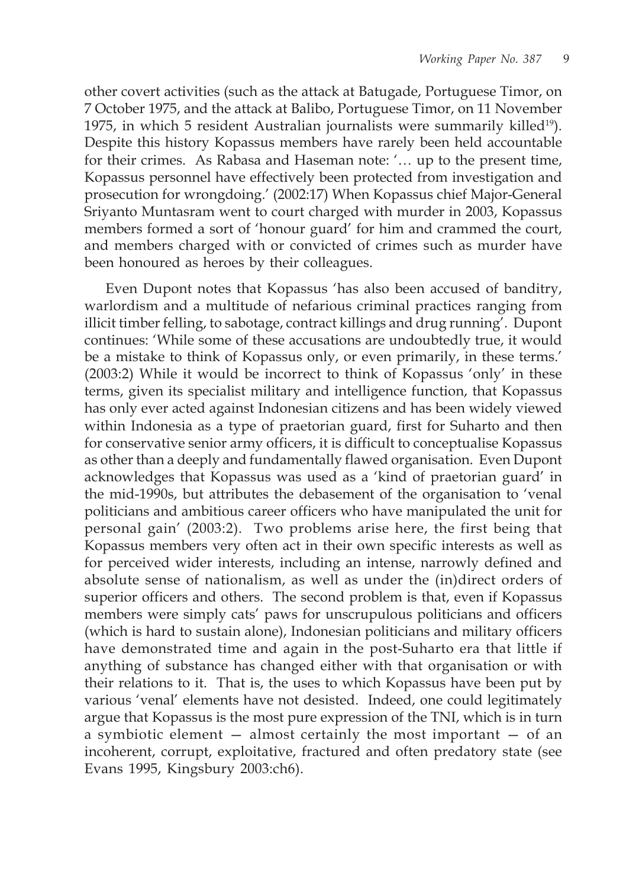other covert activities (such as the attack at Batugade, Portuguese Timor, on 7 October 1975, and the attack at Balibo, Portuguese Timor, on 11 November 1975, in which 5 resident Australian journalists were summarily killed[19]). Despite this history Kopassus members have rarely been held accountable for their crimes. As Rabasa and Haseman note: '… up to the present time, Kopassus personnel have effectively been protected from investigation and prosecution for wrongdoing.' (2002:17) When Kopassus chief Major-General Sriyanto Muntasram went to court charged with murder in 2003, Kopassus members formed a sort of 'honour guard' for him and crammed the court, and members charged with or convicted of crimes such as murder have been honoured as heroes by their colleagues.

Even Dupont notes that Kopassus 'has also been accused of banditry, warlordism and a multitude of nefarious criminal practices ranging from illicit timber felling, to sabotage, contract killings and drug running'. Dupont continues: 'While some of these accusations are undoubtedly true, it would be a mistake to think of Kopassus only, or even primarily, in these terms.' (2003:2) While it would be incorrect to think of Kopassus 'only' in these terms, given its specialist military and intelligence function, that Kopassus has only ever acted against Indonesian citizens and has been widely viewed within Indonesia as a type of praetorian guard, first for Suharto and then for conservative senior army officers, it is difficult to conceptualise Kopassus as other than a deeply and fundamentally flawed organisation. Even Dupont acknowledges that Kopassus was used as a 'kind of praetorian guard' in the mid-1990s, but attributes the debasement of the organisation to 'venal politicians and ambitious career officers who have manipulated the unit for personal gain' (2003:2). Two problems arise here, the first being that Kopassus members very often act in their own specific interests as well as for perceived wider interests, including an intense, narrowly defined and absolute sense of nationalism, as well as under the (in)direct orders of superior officers and others. The second problem is that, even if Kopassus members were simply cats' paws for unscrupulous politicians and officers (which is hard to sustain alone), Indonesian politicians and military officers have demonstrated time and again in the post-Suharto era that little if anything of substance has changed either with that organisation or with their relations to it. That is, the uses to which Kopassus have been put by various 'venal' elements have not desisted. Indeed, one could legitimately argue that Kopassus is the most pure expression of the TNI, which is in turn a symbiotic element — almost certainly the most important — of an incoherent, corrupt, exploitative, fractured and often predatory state (see Evans 1995, Kingsbury 2003:ch6).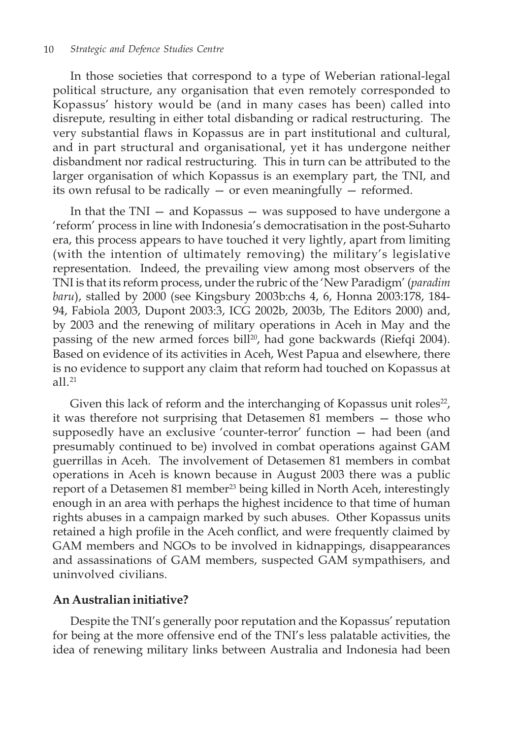In those societies that correspond to a type of Weberian rational-legal political structure, any organisation that even remotely corresponded to Kopassus' history would be (and in many cases has been) called into disrepute, resulting in either total disbanding or radical restructuring. The very substantial flaws in Kopassus are in part institutional and cultural, and in part structural and organisational, yet it has undergone neither disbandment nor radical restructuring. This in turn can be attributed to the larger organisation of which Kopassus is an exemplary part, the TNI, and its own refusal to be radically — or even meaningfully — reformed.

In that the TNI — and Kopassus — was supposed to have undergone a 'reform' process in line with Indonesia's democratisation in the post-Suharto era, this process appears to have touched it very lightly, apart from limiting (with the intention of ultimately removing) the military's legislative representation. Indeed, the prevailing view among most observers of the TNI is that its reform process, under the rubric of the 'New Paradigm' (*paradim baru*), stalled by 2000 (see Kingsbury 2003b:chs 4, 6, Honna 2003:178, 184-94, Fabiola 2003, Dupont 2003:3, ICG 2002b, 2003b, The Editors 2000) and, by 2003 and the renewing of military operations in Aceh in May and the passing of the new armed forces bill[20], had gone backwards (Riefqi 2004). Based on evidence of its activities in Aceh, West Papua and elsewhere, there is no evidence to support any claim that reform had touched on Kopassus at all.[21]

Given this lack of reform and the interchanging of Kopassus unit roles[22], it was therefore not surprising that Detasemen 81 members — those who supposedly have an exclusive 'counter-terror' function — had been (and presumably continued to be) involved in combat operations against GAM guerrillas in Aceh. The involvement of Detasemen 81 members in combat operations in Aceh is known because in August 2003 there was a public report of a Detasemen 81 member[23] being killed in North Aceh, interestingly enough in an area with perhaps the highest incidence to that time of human rights abuses in a campaign marked by such abuses. Other Kopassus units retained a high profile in the Aceh conflict, and were frequently claimed by GAM members and NGOs to be involved in kidnappings, disappearances and assassinations of GAM members, suspected GAM sympathisers, and uninvolved civilians.

## An Australian initiative?

Despite the TNI's generally poor reputation and the Kopassus' reputation for being at the more offensive end of the TNI's less palatable activities, the idea of renewing military links between Australia and Indonesia had been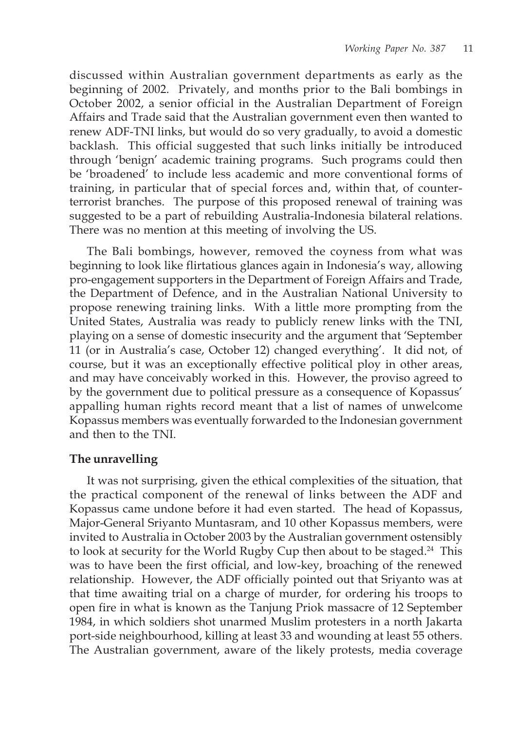discussed within Australian government departments as early as the beginning of 2002. Privately, and months prior to the Bali bombings in October 2002, a senior official in the Australian Department of Foreign Affairs and Trade said that the Australian government even then wanted to renew ADF-TNI links, but would do so very gradually, to avoid a domestic backlash. This official suggested that such links initially be introduced through 'benign' academic training programs. Such programs could then be 'broadened' to include less academic and more conventional forms of training, in particular that of special forces and, within that, of counter-terrorist branches. The purpose of this proposed renewal of training was suggested to be a part of rebuilding Australia-Indonesia bilateral relations. There was no mention at this meeting of involving the US.

The Bali bombings, however, removed the coyness from what was beginning to look like flirtatious glances again in Indonesia's way, allowing pro-engagement supporters in the Department of Foreign Affairs and Trade, the Department of Defence, and in the Australian National University to propose renewing training links. With a little more prompting from the United States, Australia was ready to publicly renew links with the TNI, playing on a sense of domestic insecurity and the argument that 'September 11 (or in Australia's case, October 12) changed everything'. It did not, of course, but it was an exceptionally effective political ploy in other areas, and may have conceivably worked in this. However, the proviso agreed to by the government due to political pressure as a consequence of Kopassus' appalling human rights record meant that a list of names of unwelcome Kopassus members was eventually forwarded to the Indonesian government and then to the TNI.

## The unravelling

It was not surprising, given the ethical complexities of the situation, that the practical component of the renewal of links between the ADF and Kopassus came undone before it had even started. The head of Kopassus, Major-General Sriyanto Muntasram, and 10 other Kopassus members, were invited to Australia in October 2003 by the Australian government ostensibly to look at security for the World Rugby Cup then about to be staged.[24] This was to have been the first official, and low-key, broaching of the renewed relationship. However, the ADF officially pointed out that Sriyanto was at that time awaiting trial on a charge of murder, for ordering his troops to open fire in what is known as the Tanjung Priok massacre of 12 September 1984, in which soldiers shot unarmed Muslim protesters in a north Jakarta port-side neighbourhood, killing at least 33 and wounding at least 55 others. The Australian government, aware of the likely protests, media coverage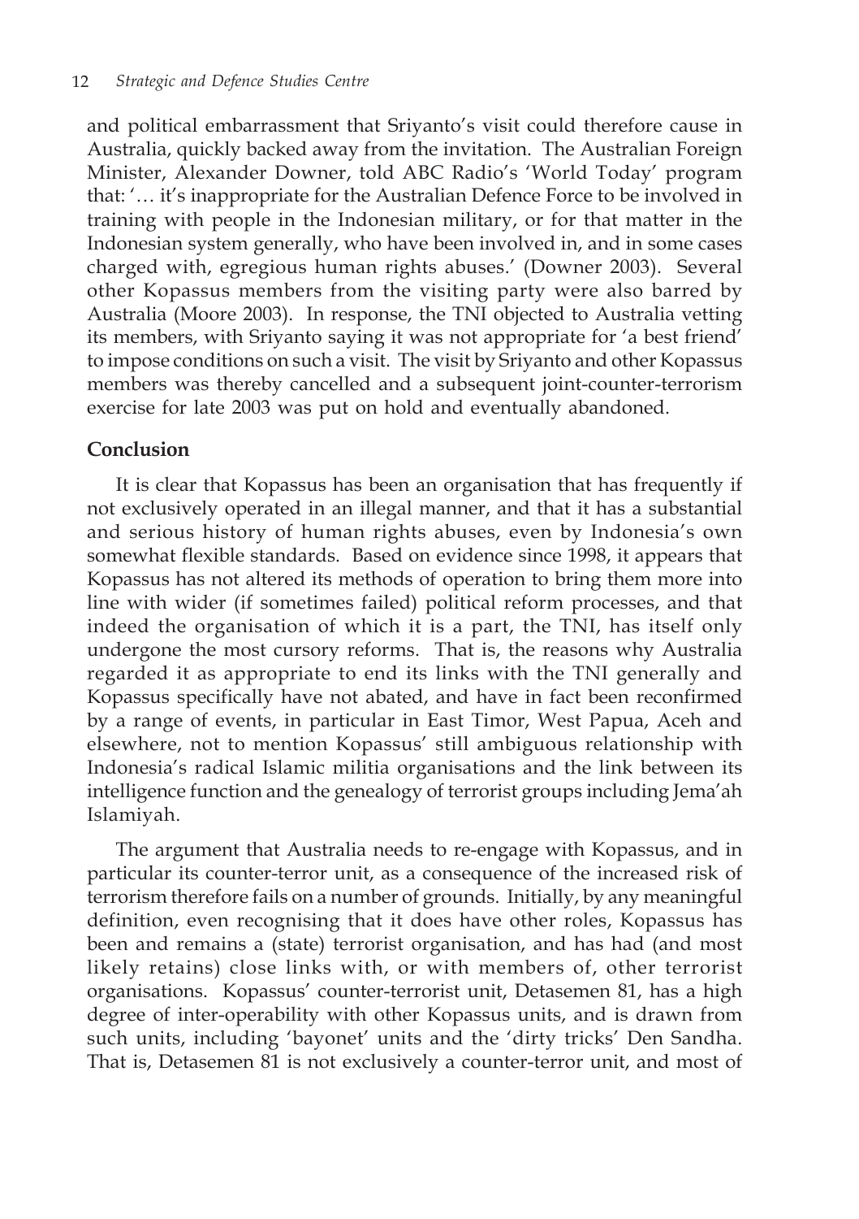and political embarrassment that Sriyanto's visit could therefore cause in Australia, quickly backed away from the invitation. The Australian Foreign Minister, Alexander Downer, told ABC Radio's 'World Today' program that: '… it's inappropriate for the Australian Defence Force to be involved in training with people in the Indonesian military, or for that matter in the Indonesian system generally, who have been involved in, and in some cases charged with, egregious human rights abuses.' (Downer 2003). Several other Kopassus members from the visiting party were also barred by Australia (Moore 2003). In response, the TNI objected to Australia vetting its members, with Sriyanto saying it was not appropriate for 'a best friend' to impose conditions on such a visit. The visit by Sriyanto and other Kopassus members was thereby cancelled and a subsequent joint-counter-terrorism exercise for late 2003 was put on hold and eventually abandoned.

## Conclusion

It is clear that Kopassus has been an organisation that has frequently if not exclusively operated in an illegal manner, and that it has a substantial and serious history of human rights abuses, even by Indonesia's own somewhat flexible standards. Based on evidence since 1998, it appears that Kopassus has not altered its methods of operation to bring them more into line with wider (if sometimes failed) political reform processes, and that indeed the organisation of which it is a part, the TNI, has itself only undergone the most cursory reforms. That is, the reasons why Australia regarded it as appropriate to end its links with the TNI generally and Kopassus specifically have not abated, and have in fact been reconfirmed by a range of events, in particular in East Timor, West Papua, Aceh and elsewhere, not to mention Kopassus' still ambiguous relationship with Indonesia's radical Islamic militia organisations and the link between its intelligence function and the genealogy of terrorist groups including Jema'ah Islamiyah.

The argument that Australia needs to re-engage with Kopassus, and in particular its counter-terror unit, as a consequence of the increased risk of terrorism therefore fails on a number of grounds. Initially, by any meaningful definition, even recognising that it does have other roles, Kopassus has been and remains a (state) terrorist organisation, and has had (and most likely retains) close links with, or with members of, other terrorist organisations. Kopassus' counter-terrorist unit, Detasemen 81, has a high degree of inter-operability with other Kopassus units, and is drawn from such units, including 'bayonet' units and the 'dirty tricks' Den Sandha. That is, Detasemen 81 is not exclusively a counter-terror unit, and most of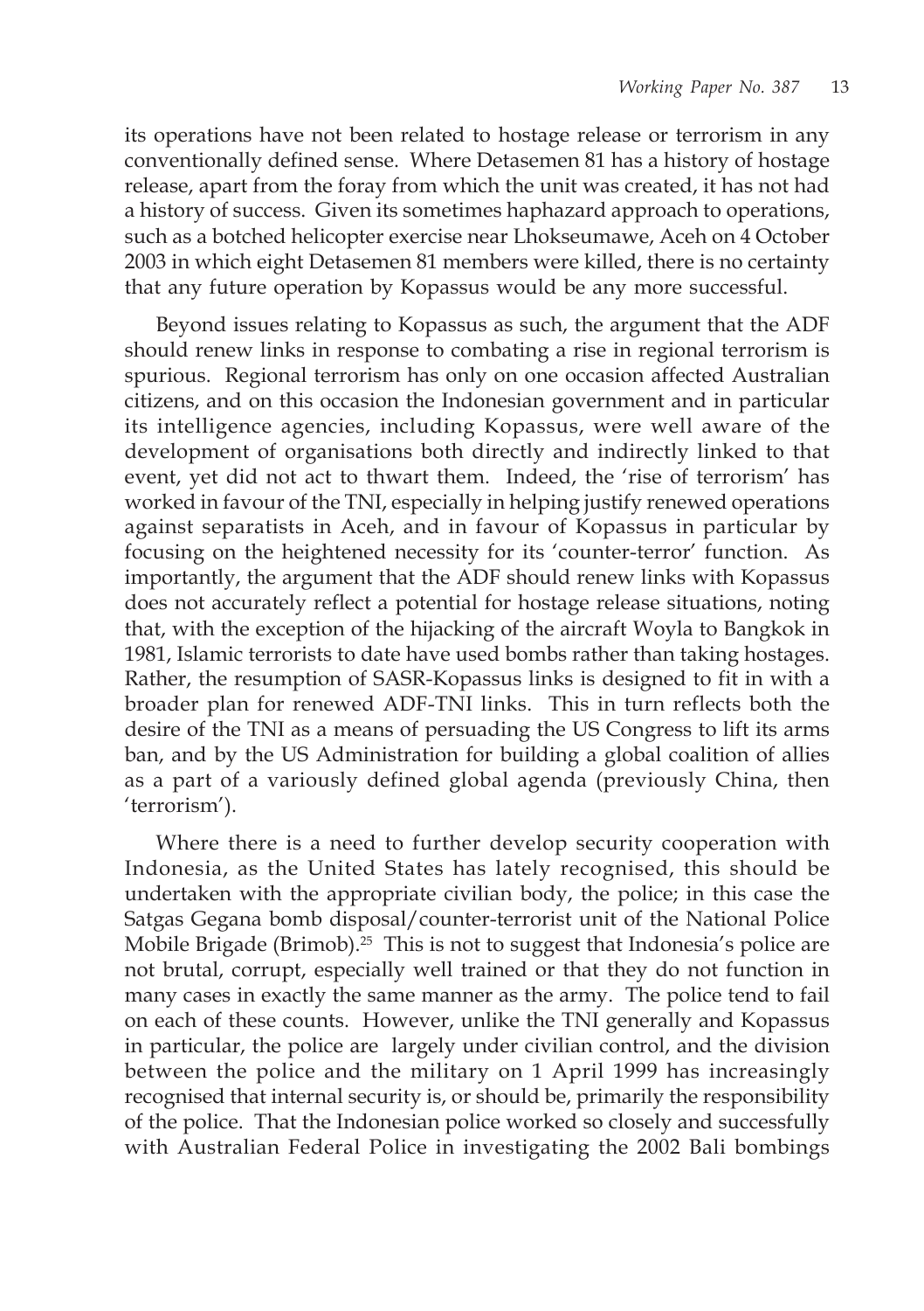its operations have not been related to hostage release or terrorism in any conventionally defined sense. Where Detasemen 81 has a history of hostage release, apart from the foray from which the unit was created, it has not had a history of success. Given its sometimes haphazard approach to operations, such as a botched helicopter exercise near Lhokseumawe, Aceh on 4 October 2003 in which eight Detasemen 81 members were killed, there is no certainty that any future operation by Kopassus would be any more successful.

Beyond issues relating to Kopassus as such, the argument that the ADF should renew links in response to combating a rise in regional terrorism is spurious. Regional terrorism has only on one occasion affected Australian citizens, and on this occasion the Indonesian government and in particular its intelligence agencies, including Kopassus, were well aware of the development of organisations both directly and indirectly linked to that event, yet did not act to thwart them. Indeed, the 'rise of terrorism' has worked in favour of the TNI, especially in helping justify renewed operations against separatists in Aceh, and in favour of Kopassus in particular by focusing on the heightened necessity for its 'counter-terror' function. As importantly, the argument that the ADF should renew links with Kopassus does not accurately reflect a potential for hostage release situations, noting that, with the exception of the hijacking of the aircraft Woyla to Bangkok in 1981, Islamic terrorists to date have used bombs rather than taking hostages. Rather, the resumption of SASR-Kopassus links is designed to fit in with a broader plan for renewed ADF-TNI links. This in turn reflects both the desire of the TNI as a means of persuading the US Congress to lift its arms ban, and by the US Administration for building a global coalition of allies as a part of a variously defined global agenda (previously China, then 'terrorism').

Where there is a need to further develop security cooperation with Indonesia, as the United States has lately recognised, this should be undertaken with the appropriate civilian body, the police; in this case the Satgas Gegana bomb disposal/counter-terrorist unit of the National Police Mobile Brigade (Brimob).[25] This is not to suggest that Indonesia's police are not brutal, corrupt, especially well trained or that they do not function in many cases in exactly the same manner as the army. The police tend to fail on each of these counts. However, unlike the TNI generally and Kopassus in particular, the police are largely under civilian control, and the division between the police and the military on 1 April 1999 has increasingly recognised that internal security is, or should be, primarily the responsibility of the police. That the Indonesian police worked so closely and successfully with Australian Federal Police in investigating the 2002 Bali bombings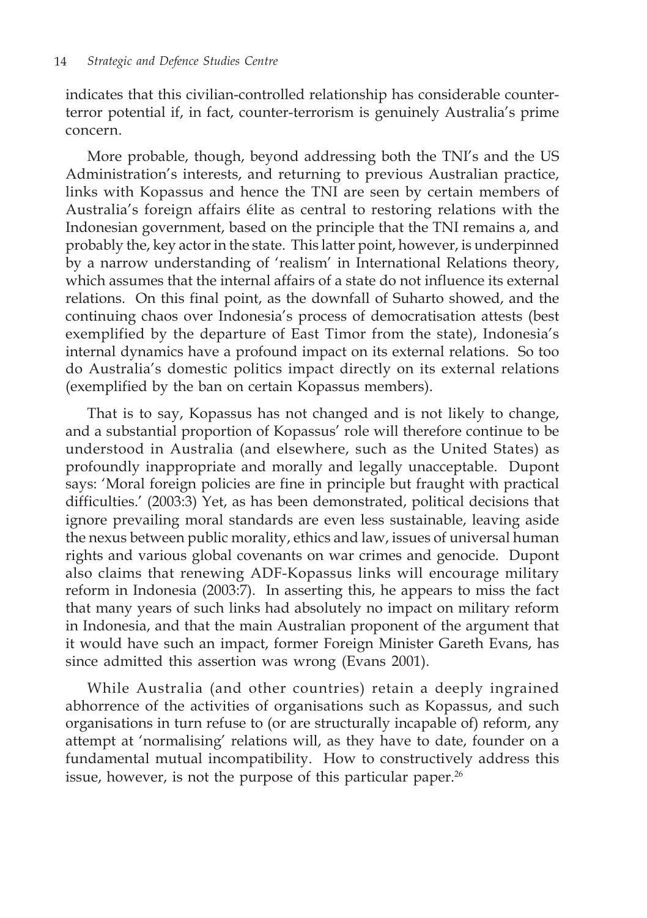indicates that this civilian-controlled relationship has considerable counter-terror potential if, in fact, counter-terrorism is genuinely Australia's prime concern.

More probable, though, beyond addressing both the TNI's and the US Administration's interests, and returning to previous Australian practice, links with Kopassus and hence the TNI are seen by certain members of Australia's foreign affairs élite as central to restoring relations with the Indonesian government, based on the principle that the TNI remains a, and probably the, key actor in the state. This latter point, however, is underpinned by a narrow understanding of 'realism' in International Relations theory, which assumes that the internal affairs of a state do not influence its external relations. On this final point, as the downfall of Suharto showed, and the continuing chaos over Indonesia's process of democratisation attests (best exemplified by the departure of East Timor from the state), Indonesia's internal dynamics have a profound impact on its external relations. So too do Australia's domestic politics impact directly on its external relations (exemplified by the ban on certain Kopassus members).

That is to say, Kopassus has not changed and is not likely to change, and a substantial proportion of Kopassus' role will therefore continue to be understood in Australia (and elsewhere, such as the United States) as profoundly inappropriate and morally and legally unacceptable. Dupont says: 'Moral foreign policies are fine in principle but fraught with practical difficulties.' (2003:3) Yet, as has been demonstrated, political decisions that ignore prevailing moral standards are even less sustainable, leaving aside the nexus between public morality, ethics and law, issues of universal human rights and various global covenants on war crimes and genocide. Dupont also claims that renewing ADF-Kopassus links will encourage military reform in Indonesia (2003:7). In asserting this, he appears to miss the fact that many years of such links had absolutely no impact on military reform in Indonesia, and that the main Australian proponent of the argument that it would have such an impact, former Foreign Minister Gareth Evans, has since admitted this assertion was wrong (Evans 2001).

While Australia (and other countries) retain a deeply ingrained abhorrence of the activities of organisations such as Kopassus, and such organisations in turn refuse to (or are structurally incapable of) reform, any attempt at 'normalising' relations will, as they have to date, founder on a fundamental mutual incompatibility. How to constructively address this issue, however, is not the purpose of this particular paper.[26]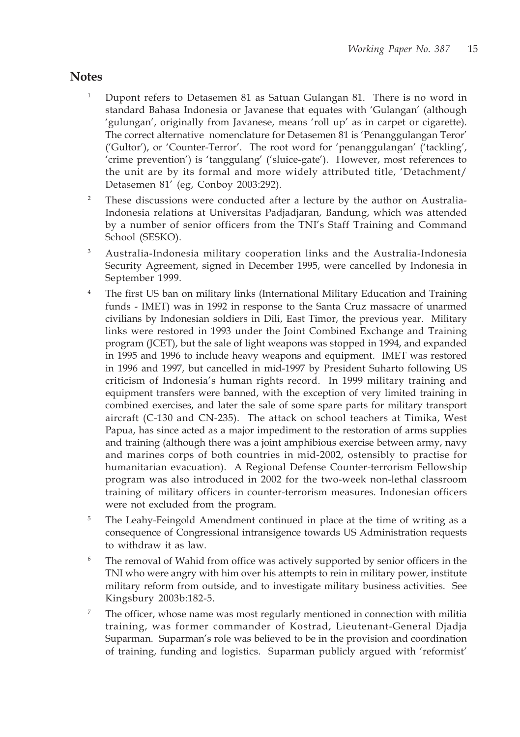## Notes

1. Dupont refers to Detasemen 81 as Satuan Gulangan 81. There is no word in standard Bahasa Indonesia or Javanese that equates with 'Gulangan' (although 'gulungan', originally from Javanese, means 'roll up' as in carpet or cigarette). The correct alternative nomenclature for Detasemen 81 is 'Penanggulangan Teror' ('Gultor'), or 'Counter-Terror'. The root word for 'penanggulangan' ('tackling', 'crime prevention') is 'tanggulang' ('sluice-gate'). However, most references to the unit are by its formal and more widely attributed title, 'Detachment/ Detasemen 81' (eg, Conboy 2003:292).

2. These discussions were conducted after a lecture by the author on Australia-Indonesia relations at Universitas Padjadjaran, Bandung, which was attended by a number of senior officers from the TNI's Staff Training and Command School (SESKO).

3. Australia-Indonesia military cooperation links and the Australia-Indonesia Security Agreement, signed in December 1995, were cancelled by Indonesia in September 1999.

4. The first US ban on military links (International Military Education and Training funds - IMET) was in 1992 in response to the Santa Cruz massacre of unarmed civilians by Indonesian soldiers in Dili, East Timor, the previous year. Military links were restored in 1993 under the Joint Combined Exchange and Training program (JCET), but the sale of light weapons was stopped in 1994, and expanded in 1995 and 1996 to include heavy weapons and equipment. IMET was restored in 1996 and 1997, but cancelled in mid-1997 by President Suharto following US criticism of Indonesia's human rights record. In 1999 military training and equipment transfers were banned, with the exception of very limited training in combined exercises, and later the sale of some spare parts for military transport aircraft (C-130 and CN-235). The attack on school teachers at Timika, West Papua, has since acted as a major impediment to the restoration of arms supplies and training (although there was a joint amphibious exercise between army, navy and marines corps of both countries in mid-2002, ostensibly to practise for humanitarian evacuation). A Regional Defense Counter-terrorism Fellowship program was also introduced in 2002 for the two-week non-lethal classroom training of military officers in counter-terrorism measures. Indonesian officers were not excluded from the program.

5. The Leahy-Feingold Amendment continued in place at the time of writing as a consequence of Congressional intransigence towards US Administration requests to withdraw it as law.

6. The removal of Wahid from office was actively supported by senior officers in the TNI who were angry with him over his attempts to rein in military power, institute military reform from outside, and to investigate military business activities. See Kingsbury 2003b:182-5.

7. The officer, whose name was most regularly mentioned in connection with militia training, was former commander of Kostrad, Lieutenant-General Djadja Suparman. Suparman's role was believed to be in the provision and coordination of training, funding and logistics. Suparman publicly argued with 'reformist'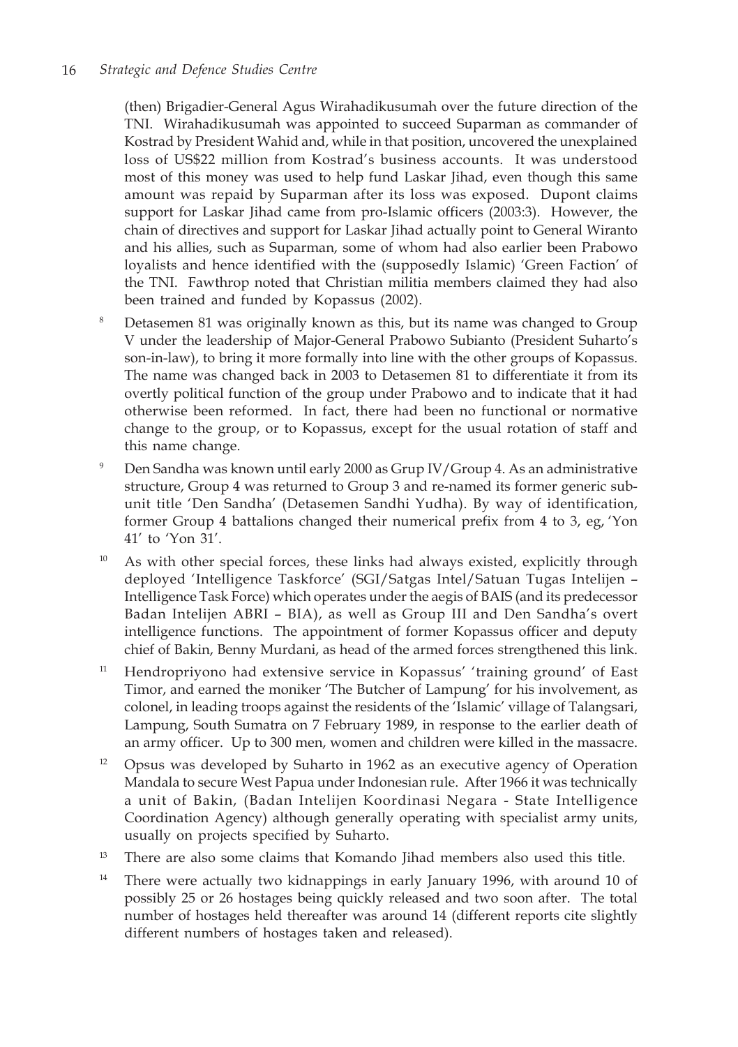(then) Brigadier-General Agus Wirahadikusumah over the future direction of the TNI. Wirahadikusumah was appointed to succeed Suparman as commander of Kostrad by President Wahid and, while in that position, uncovered the unexplained loss of US$22 million from Kostrad's business accounts. It was understood most of this money was used to help fund Laskar Jihad, even though this same amount was repaid by Suparman after its loss was exposed. Dupont claims support for Laskar Jihad came from pro-Islamic officers (2003:3). However, the chain of directives and support for Laskar Jihad actually point to General Wiranto and his allies, such as Suparman, some of whom had also earlier been Prabowo loyalists and hence identified with the (supposedly Islamic) 'Green Faction' of the TNI. Fawthrop noted that Christian militia members claimed they had also been trained and funded by Kopassus (2002).

8. Detasemen 81 was originally known as this, but its name was changed to Group V under the leadership of Major-General Prabowo Subianto (President Suharto's son-in-law), to bring it more formally into line with the other groups of Kopassus. The name was changed back in 2003 to Detasemen 81 to differentiate it from its overtly political function of the group under Prabowo and to indicate that it had otherwise been reformed. In fact, there had been no functional or normative change to the group, or to Kopassus, except for the usual rotation of staff and this name change.

9. Den Sandha was known until early 2000 as Grup IV/Group 4. As an administrative structure, Group 4 was returned to Group 3 and re-named its former generic sub-unit title 'Den Sandha' (Detasemen Sandhi Yudha). By way of identification, former Group 4 battalions changed their numerical prefix from 4 to 3, eg, 'Yon 41' to 'Yon 31'.

10. As with other special forces, these links had always existed, explicitly through deployed 'Intelligence Taskforce' (SGI/Satgas Intel/Satuan Tugas Intelijen – Intelligence Task Force) which operates under the aegis of BAIS (and its predecessor Badan Intelijen ABRI – BIA), as well as Group III and Den Sandha's overt intelligence functions. The appointment of former Kopassus officer and deputy chief of Bakin, Benny Murdani, as head of the armed forces strengthened this link.

11. Hendropriyono had extensive service in Kopassus' 'training ground' of East Timor, and earned the moniker 'The Butcher of Lampung' for his involvement, as colonel, in leading troops against the residents of the 'Islamic' village of Talangsari, Lampung, South Sumatra on 7 February 1989, in response to the earlier death of an army officer. Up to 300 men, women and children were killed in the massacre.

12. Opsus was developed by Suharto in 1962 as an executive agency of Operation Mandala to secure West Papua under Indonesian rule. After 1966 it was technically a unit of Bakin, (Badan Intelijen Koordinasi Negara - State Intelligence Coordination Agency) although generally operating with specialist army units, usually on projects specified by Suharto.

13. There are also some claims that Komando Jihad members also used this title.

14. There were actually two kidnappings in early January 1996, with around 10 of possibly 25 or 26 hostages being quickly released and two soon after. The total number of hostages held thereafter was around 14 (different reports cite slightly different numbers of hostages taken and released).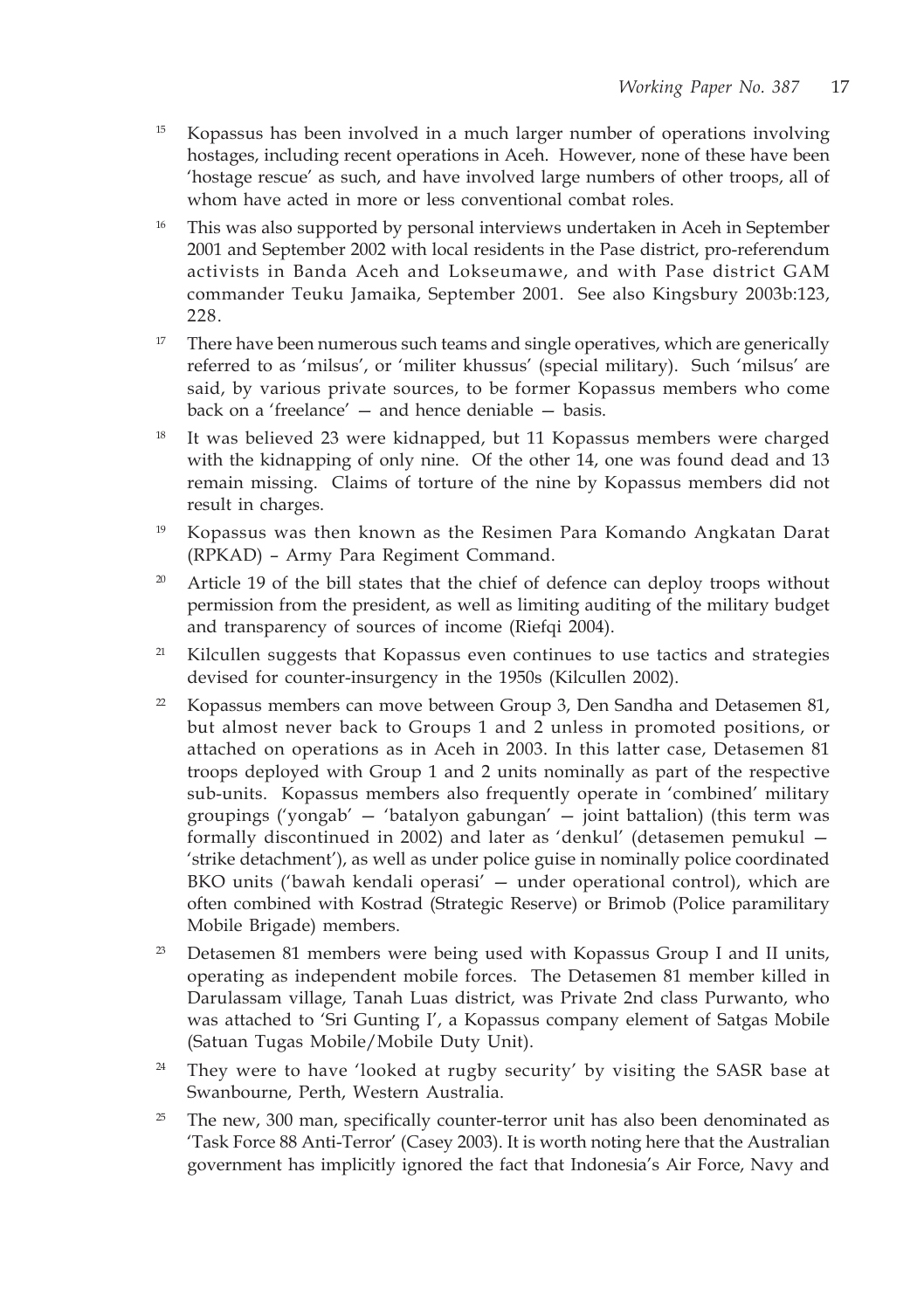[15] Kopassus has been involved in a much larger number of operations involving hostages, including recent operations in Aceh. However, none of these have been 'hostage rescue' as such, and have involved large numbers of other troops, all of whom have acted in more or less conventional combat roles.

[16] This was also supported by personal interviews undertaken in Aceh in September 2001 and September 2002 with local residents in the Pase district, pro-referendum activists in Banda Aceh and Lokseumawe, and with Pase district GAM commander Teuku Jamaika, September 2001. See also Kingsbury 2003b:123, 228.

[17] There have been numerous such teams and single operatives, which are generically referred to as 'milsus', or 'militer khussus' (special military). Such 'milsus' are said, by various private sources, to be former Kopassus members who come back on a 'freelance' — and hence deniable — basis.

[18] It was believed 23 were kidnapped, but 11 Kopassus members were charged with the kidnapping of only nine. Of the other 14, one was found dead and 13 remain missing. Claims of torture of the nine by Kopassus members did not result in charges.

[19] Kopassus was then known as the Resimen Para Komando Angkatan Darat (RPKAD) – Army Para Regiment Command.

[20] Article 19 of the bill states that the chief of defence can deploy troops without permission from the president, as well as limiting auditing of the military budget and transparency of sources of income (Riefqi 2004).

[21] Kilcullen suggests that Kopassus even continues to use tactics and strategies devised for counter-insurgency in the 1950s (Kilcullen 2002).

[22] Kopassus members can move between Group 3, Den Sandha and Detasemen 81, but almost never back to Groups 1 and 2 unless in promoted positions, or attached on operations as in Aceh in 2003. In this latter case, Detasemen 81 troops deployed with Group 1 and 2 units nominally as part of the respective sub-units. Kopassus members also frequently operate in 'combined' military groupings ('yongab' — 'batalyon gabungan' — joint battalion) (this term was formally discontinued in 2002) and later as 'denkul' (detasemen pemukul — 'strike detachment'), as well as under police guise in nominally police coordinated BKO units ('bawah kendali operasi' — under operational control), which are often combined with Kostrad (Strategic Reserve) or Brimob (Police paramilitary Mobile Brigade) members.

[23] Detasemen 81 members were being used with Kopassus Group I and II units, operating as independent mobile forces. The Detasemen 81 member killed in Darulassam village, Tanah Luas district, was Private 2nd class Purwanto, who was attached to 'Sri Gunting I', a Kopassus company element of Satgas Mobile (Satuan Tugas Mobile/Mobile Duty Unit).

[24] They were to have 'looked at rugby security' by visiting the SASR base at Swanbourne, Perth, Western Australia.

[25] The new, 300 man, specifically counter-terror unit has also been denominated as 'Task Force 88 Anti-Terror' (Casey 2003). It is worth noting here that the Australian government has implicitly ignored the fact that Indonesia's Air Force, Navy and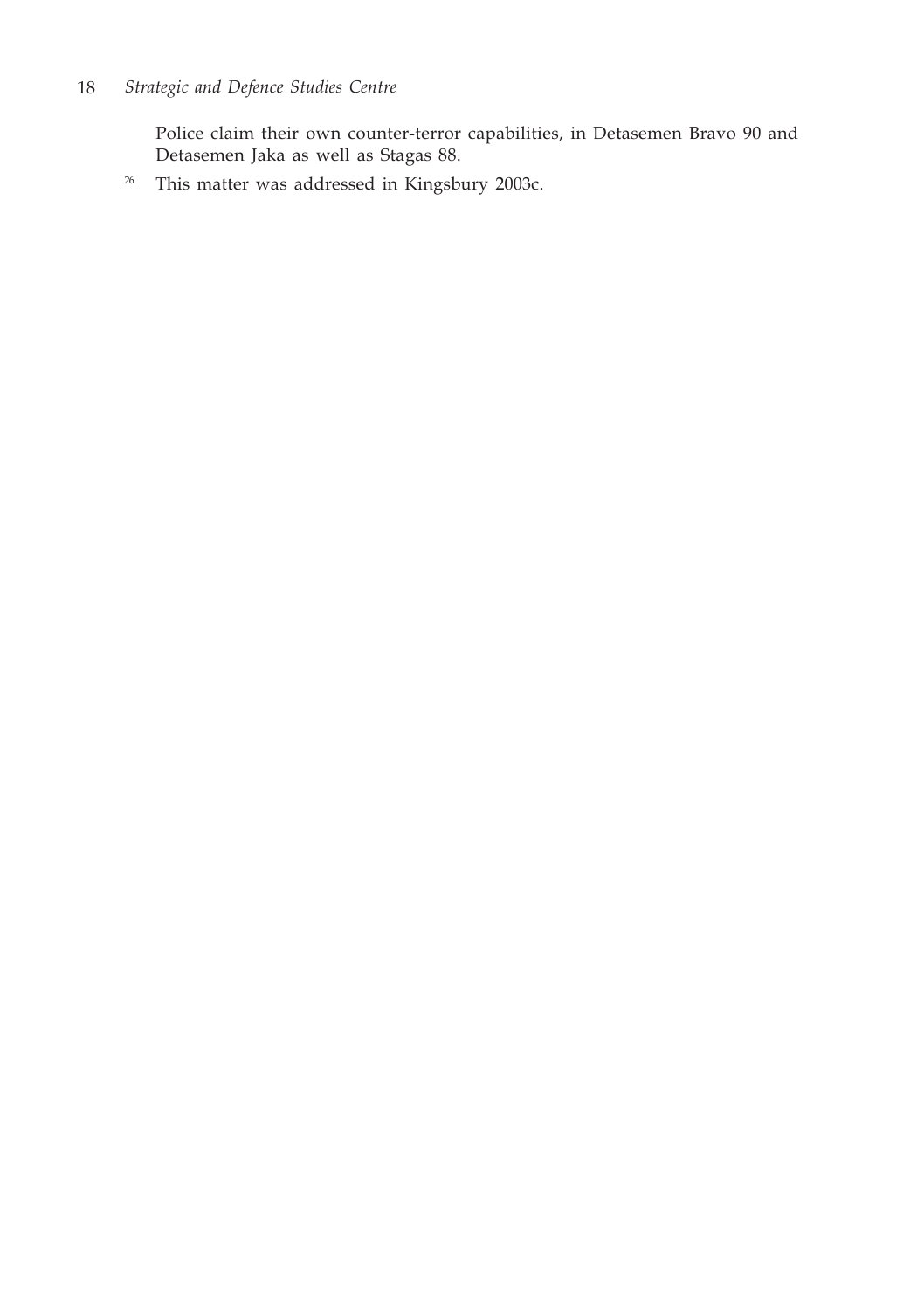Police claim their own counter-terror capabilities, in Detasemen Bravo 90 and Detasemen Jaka as well as Stagas 88.

[26] This matter was addressed in Kingsbury 2003c.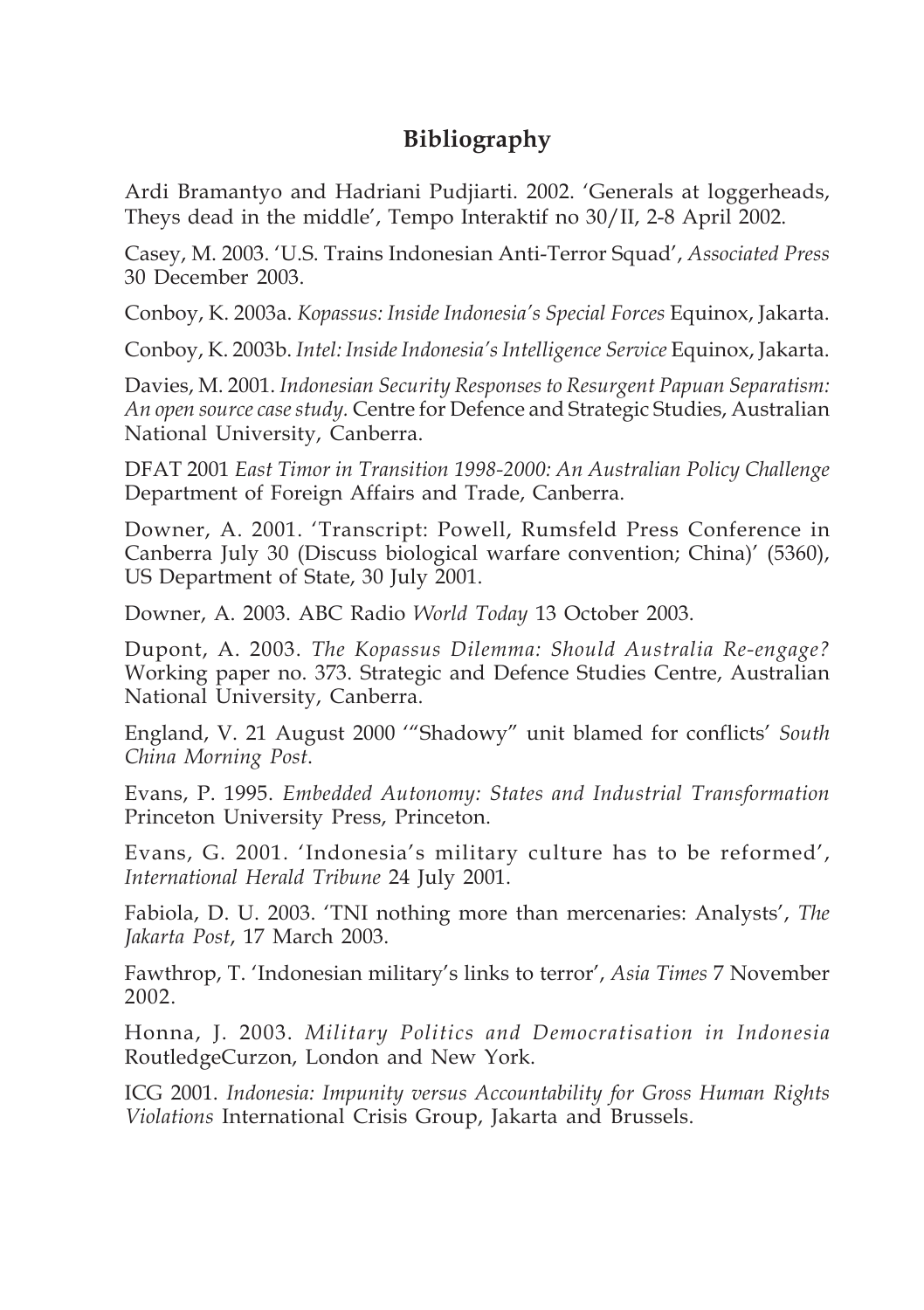## Bibliography

Ardi Bramantyo and Hadriani Pudjiarti. 2002. 'Generals at loggerheads, Theys dead in the middle', Tempo Interaktif no 30/II, 2-8 April 2002.

Casey, M. 2003. 'U.S. Trains Indonesian Anti-Terror Squad', *Associated Press* 30 December 2003.

Conboy, K. 2003a. *Kopassus: Inside Indonesia's Special Forces* Equinox, Jakarta.

Conboy, K. 2003b. *Intel: Inside Indonesia's Intelligence Service* Equinox, Jakarta.

Davies, M. 2001. *Indonesian Security Responses to Resurgent Papuan Separatism: An open source case study.* Centre for Defence and Strategic Studies, Australian National University, Canberra.

DFAT 2001 *East Timor in Transition 1998-2000: An Australian Policy Challenge* Department of Foreign Affairs and Trade, Canberra.

Downer, A. 2001. 'Transcript: Powell, Rumsfeld Press Conference in Canberra July 30 (Discuss biological warfare convention; China)' (5360), US Department of State, 30 July 2001.

Downer, A. 2003. ABC Radio *World Today* 13 October 2003.

Dupont, A. 2003. *The Kopassus Dilemma: Should Australia Re-engage?* Working paper no. 373. Strategic and Defence Studies Centre, Australian National University, Canberra.

England, V. 21 August 2000 '"Shadowy" unit blamed for conflicts' *South China Morning Post*.

Evans, P. 1995. *Embedded Autonomy: States and Industrial Transformation* Princeton University Press, Princeton.

Evans, G. 2001. 'Indonesia's military culture has to be reformed', *International Herald Tribune* 24 July 2001.

Fabiola, D. U. 2003. 'TNI nothing more than mercenaries: Analysts', *The Jakarta Post*, 17 March 2003.

Fawthrop, T. 'Indonesian military's links to terror', *Asia Times* 7 November 2002.

Honna, J. 2003. *Military Politics and Democratisation in Indonesia* RoutledgeCurzon, London and New York.

ICG 2001. *Indonesia: Impunity versus Accountability for Gross Human Rights Violations* International Crisis Group, Jakarta and Brussels.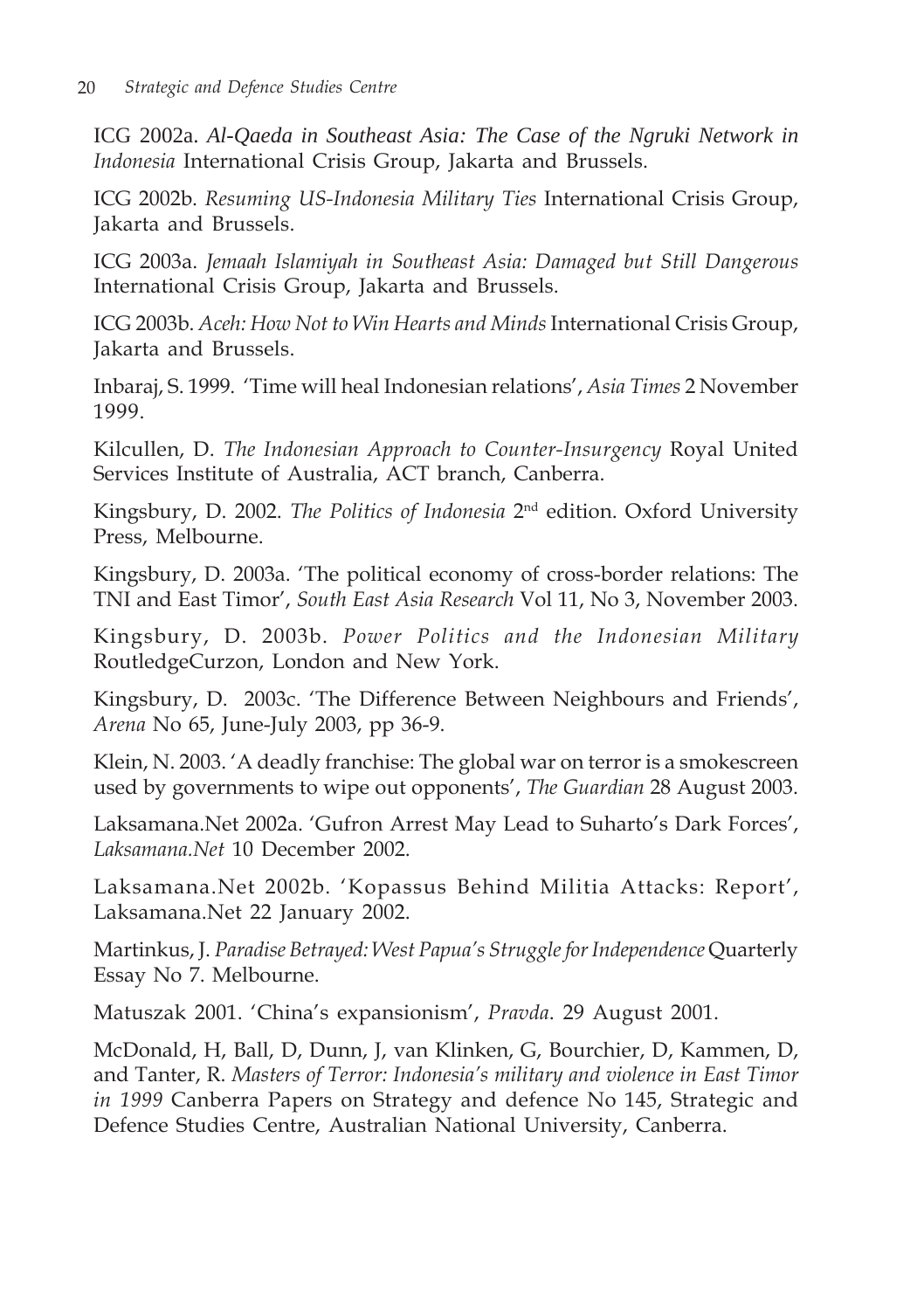ICG 2002a. *Al-Qaeda in Southeast Asia: The Case of the Ngruki Network in Indonesia* International Crisis Group, Jakarta and Brussels.

ICG 2002b. *Resuming US-Indonesia Military Ties* International Crisis Group, Jakarta and Brussels.

ICG 2003a. *Jemaah Islamiyah in Southeast Asia: Damaged but Still Dangerous* International Crisis Group, Jakarta and Brussels.

ICG 2003b. *Aceh: How Not to Win Hearts and Minds* International Crisis Group, Jakarta and Brussels.

Inbaraj, S. 1999. 'Time will heal Indonesian relations', *Asia Times* 2 November 1999.

Kilcullen, D. *The Indonesian Approach to Counter-Insurgency* Royal United Services Institute of Australia, ACT branch, Canberra.

Kingsbury, D. 2002. *The Politics of Indonesia* 2nd edition. Oxford University Press, Melbourne.

Kingsbury, D. 2003a. 'The political economy of cross-border relations: The TNI and East Timor', *South East Asia Research* Vol 11, No 3, November 2003.

Kingsbury, D. 2003b. *Power Politics and the Indonesian Military* RoutledgeCurzon, London and New York.

Kingsbury, D. 2003c. 'The Difference Between Neighbours and Friends', *Arena* No 65, June-July 2003, pp 36-9.

Klein, N. 2003. 'A deadly franchise: The global war on terror is a smokescreen used by governments to wipe out opponents', *The Guardian* 28 August 2003.

Laksamana.Net 2002a. 'Gufron Arrest May Lead to Suharto's Dark Forces', *Laksamana.Net* 10 December 2002.

Laksamana.Net 2002b. 'Kopassus Behind Militia Attacks: Report', Laksamana.Net 22 January 2002.

Martinkus, J. *Paradise Betrayed: West Papua's Struggle for Independence* Quarterly Essay No 7. Melbourne.

Matuszak 2001. 'China's expansionism', *Pravda*. 29 August 2001.

McDonald, H, Ball, D, Dunn, J, van Klinken, G, Bourchier, D, Kammen, D, and Tanter, R. *Masters of Terror: Indonesia's military and violence in East Timor in 1999* Canberra Papers on Strategy and defence No 145, Strategic and Defence Studies Centre, Australian National University, Canberra.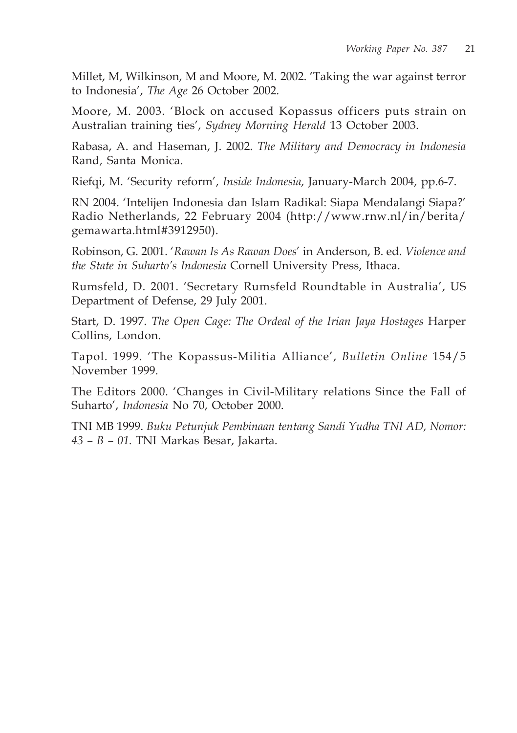Millet, M, Wilkinson, M and Moore, M. 2002. 'Taking the war against terror to Indonesia', *The Age* 26 October 2002.

Moore, M. 2003. 'Block on accused Kopassus officers puts strain on Australian training ties', *Sydney Morning Herald* 13 October 2003.

Rabasa, A. and Haseman, J. 2002. *The Military and Democracy in Indonesia* Rand, Santa Monica.

Riefqi, M. 'Security reform', *Inside Indonesia*, January-March 2004, pp.6-7.

RN 2004. 'Intelijen Indonesia dan Islam Radikal: Siapa Mendalangi Siapa?' Radio Netherlands, 22 February 2004 (http://www.rnw.nl/in/berita/gemawarta.html#3912950).

Robinson, G. 2001. '*Rawan Is As Rawan Does*' in Anderson, B. ed. *Violence and the State in Suharto's Indonesia* Cornell University Press, Ithaca.

Rumsfeld, D. 2001. 'Secretary Rumsfeld Roundtable in Australia', US Department of Defense, 29 July 2001.

Start, D. 1997. *The Open Cage: The Ordeal of the Irian Jaya Hostages* Harper Collins, London.

Tapol. 1999. 'The Kopassus-Militia Alliance', *Bulletin Online* 154/5 November 1999.

The Editors 2000. 'Changes in Civil-Military relations Since the Fall of Suharto', *Indonesia* No 70, October 2000.

TNI MB 1999. *Buku Petunjuk Pembinaan tentang Sandi Yudha TNI AD, Nomor: 43 – B – 01.* TNI Markas Besar, Jakarta.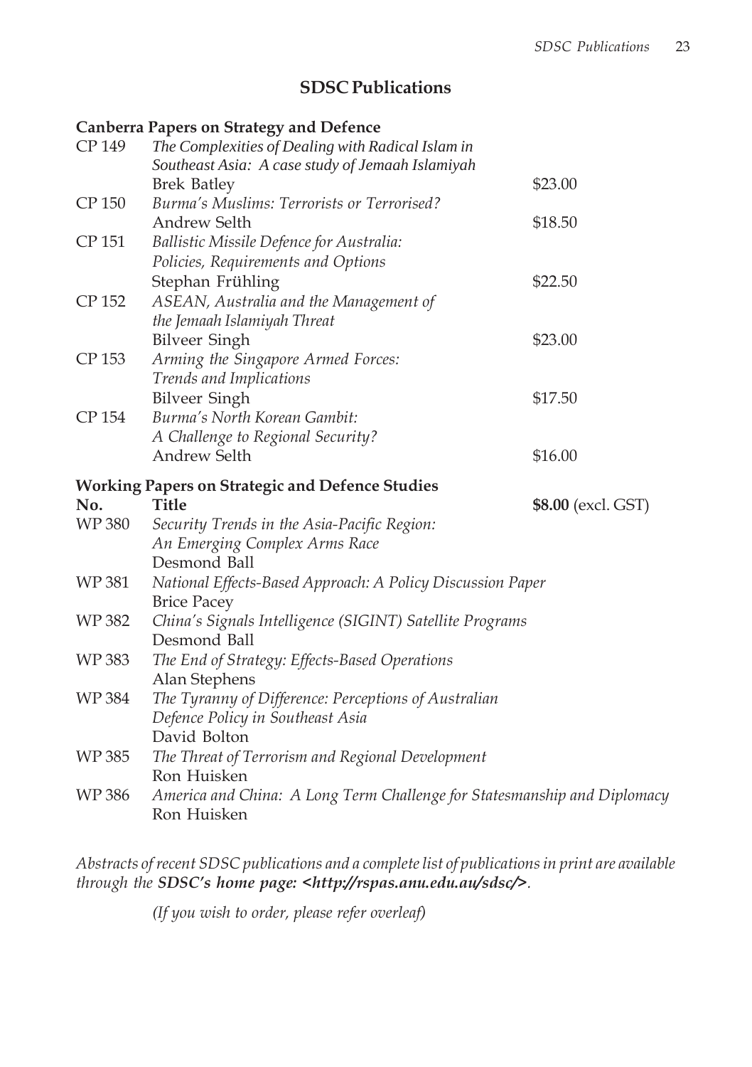## SDSC Publications

### Canberra Papers on Strategy and Defence

| | | |
|---|---|---|
| CP 149 | *The Complexities of Dealing with Radical Islam in Southeast Asia: A case study of Jemaah Islamiyah* Brek Batley | $23.00 |
| CP 150 | *Burma's Muslims: Terrorists or Terrorised?* Andrew Selth | $18.50 |
| CP 151 | *Ballistic Missile Defence for Australia: Policies, Requirements and Options* Stephan Frühling | $22.50 |
| CP 152 | *ASEAN, Australia and the Management of the Jemaah Islamiyah Threat* Bilveer Singh | $23.00 |
| CP 153 | *Arming the Singapore Armed Forces: Trends and Implications* Bilveer Singh | $17.50 |
| CP 154 | *Burma's North Korean Gambit: A Challenge to Regional Security?* Andrew Selth | $16.00 |

### Working Papers on Strategic and Defence Studies

| **No.** | **Title** | **$8.00** (excl. GST) |
|---|---|---|
| WP 380 | *Security Trends in the Asia-Pacific Region: An Emerging Complex Arms Race* Desmond Ball | |
| WP 381 | *National Effects-Based Approach: A Policy Discussion Paper* Brice Pacey | |
| WP 382 | *China's Signals Intelligence (SIGINT) Satellite Programs* Desmond Ball | |
| WP 383 | *The End of Strategy: Effects-Based Operations* Alan Stephens | |
| WP 384 | *The Tyranny of Difference: Perceptions of Australian Defence Policy in Southeast Asia* David Bolton | |
| WP 385 | *The Threat of Terrorism and Regional Development* Ron Huisken | |
| WP 386 | *America and China: A Long Term Challenge for Statesmanship and Diplomacy* Ron Huisken | |

*Abstracts of recent SDSC publications and a complete list of publications in print are available through the* ***SDSC's home page: <http://rspas.anu.edu.au/sdsc/>****.*

*(If you wish to order, please refer overleaf)*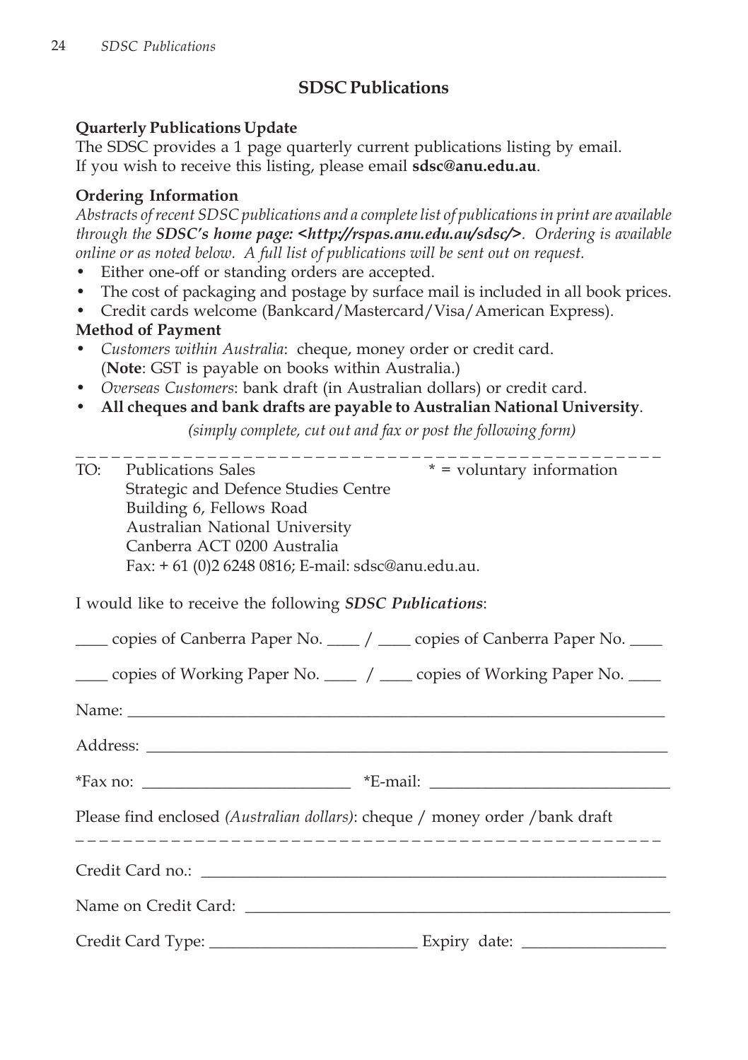## SDSC Publications

**Quarterly Publications Update**

The SDSC provides a 1 page quarterly current publications listing by email.
If you wish to receive this listing, please email **sdsc@anu.edu.au**.

**Ordering Information**

*Abstracts of recent SDSC publications and a complete list of publications in print are available through the **SDSC's home page: <http://rspas.anu.edu.au/sdsc/>**. Ordering is available online or as noted below. A full list of publications will be sent out on request.*

- Either one-off or standing orders are accepted.
- The cost of packaging and postage by surface mail is included in all book prices.
- Credit cards welcome (Bankcard/Mastercard/Visa/American Express).

**Method of Payment**

- *Customers within Australia*: cheque, money order or credit card. (**Note**: GST is payable on books within Australia.)
- *Overseas Customers*: bank draft (in Australian dollars) or credit card.
- **All cheques and bank drafts are payable to Australian National University**.

*(simply complete, cut out and fax or post the following form)*

- - - - - - - - - - - - - - - - - - - - - - - - - - - - - - - - - - - - - - - - - - - - - - - - - -

TO: Publications Sales * = voluntary information
Strategic and Defence Studies Centre
Building 6, Fellows Road
Australian National University
Canberra ACT 0200 Australia
Fax: + 61 (0)2 6248 0816; E-mail: sdsc@anu.edu.au.

I would like to receive the following ***SDSC Publications***:

____ copies of Canberra Paper No. ____ / ____ copies of Canberra Paper No. ____

____ copies of Working Paper No. ____ / ____ copies of Working Paper No. ____

Name: ______________________________________________________________

Address: ____________________________________________________________

*Fax no: ________________________ *E-mail: ___________________________

Please find enclosed *(Australian dollars)*: cheque / money order /bank draft

- - - - - - - - - - - - - - - - - - - - - - - - - - - - - - - - - - - - - - - - - - - - - - - - - -

Credit Card no.: ______________________________________________________

Name on Credit Card: _________________________________________________

Credit Card Type: ________________________ Expiry date: ________________